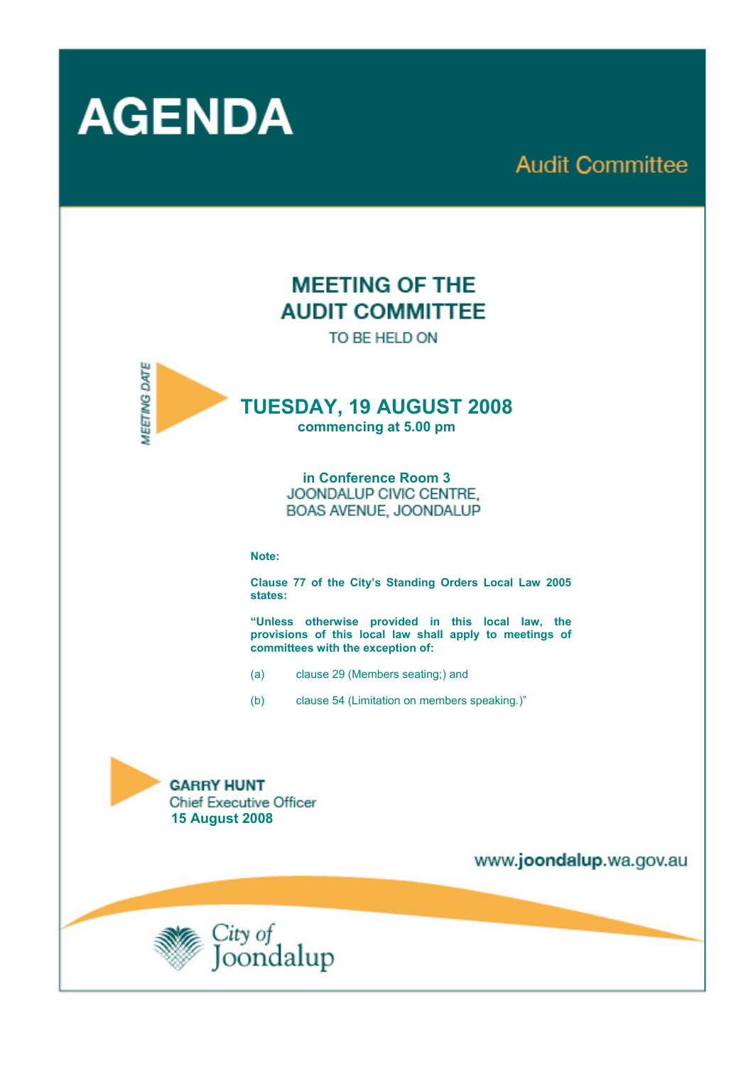# AGENDA

## Audit Committee

# MEETING OF THE AUDIT COMMITTEE

TO BE HELD ON

MEETING DATE

## TUESDAY, 19 AUGUST 2008

**commencing at 5.00 pm**

**in Conference Room 3**
JOONDALUP CIVIC CENTRE,
BOAS AVENUE, JOONDALUP

**Note:**

**Clause 77 of the City's Standing Orders Local Law 2005 states:**

**"Unless otherwise provided in this local law, the provisions of this local law shall apply to meetings of committees with the exception of:**

(a) clause 29 (Members seating;) and

(b) clause 54 (Limitation on members speaking.)"

**GARRY HUNT**
Chief Executive Officer
**15 August 2008**

www.joondalup.wa.gov.au

City of Joondalup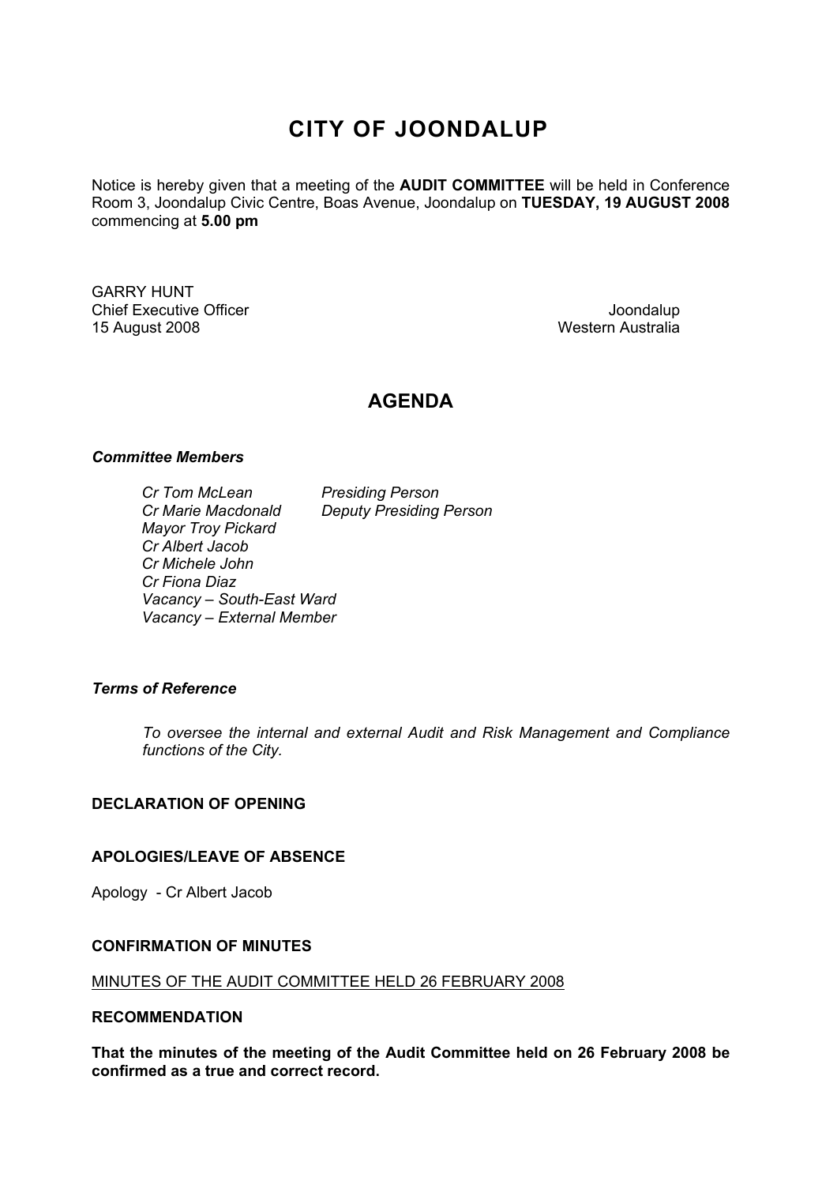# CITY OF JOONDALUP

Notice is hereby given that a meeting of the **AUDIT COMMITTEE** will be held in Conference Room 3, Joondalup Civic Centre, Boas Avenue, Joondalup on **TUESDAY, 19 AUGUST 2008** commencing at **5.00 pm**

GARRY HUNT
Chief Executive Officer
15 August 2008

Joondalup
Western Australia

## AGENDA

***Committee Members***

*Cr Tom McLean — Presiding Person*
*Cr Marie Macdonald — Deputy Presiding Person*
*Mayor Troy Pickard*
*Cr Albert Jacob*
*Cr Michele John*
*Cr Fiona Diaz*
*Vacancy – South-East Ward*
*Vacancy – External Member*

***Terms of Reference***

*To oversee the internal and external Audit and Risk Management and Compliance functions of the City.*

**DECLARATION OF OPENING**

**APOLOGIES/LEAVE OF ABSENCE**

Apology - Cr Albert Jacob

**CONFIRMATION OF MINUTES**

MINUTES OF THE AUDIT COMMITTEE HELD 26 FEBRUARY 2008

**RECOMMENDATION**

**That the minutes of the meeting of the Audit Committee held on 26 February 2008 be confirmed as a true and correct record.**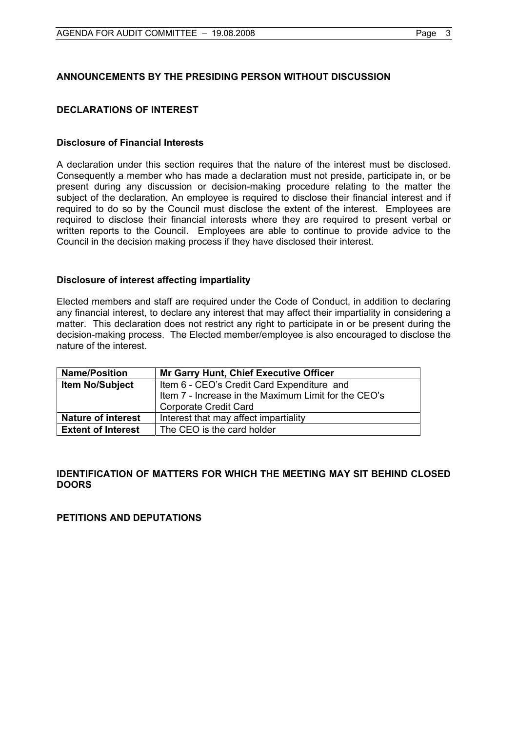## ANNOUNCEMENTS BY THE PRESIDING PERSON WITHOUT DISCUSSION

## DECLARATIONS OF INTEREST

### Disclosure of Financial Interests

A declaration under this section requires that the nature of the interest must be disclosed. Consequently a member who has made a declaration must not preside, participate in, or be present during any discussion or decision-making procedure relating to the matter the subject of the declaration. An employee is required to disclose their financial interest and if required to do so by the Council must disclose the extent of the interest. Employees are required to disclose their financial interests where they are required to present verbal or written reports to the Council. Employees are able to continue to provide advice to the Council in the decision making process if they have disclosed their interest.

### Disclosure of interest affecting impartiality

Elected members and staff are required under the Code of Conduct, in addition to declaring any financial interest, to declare any interest that may affect their impartiality in considering a matter. This declaration does not restrict any right to participate in or be present during the decision-making process. The Elected member/employee is also encouraged to disclose the nature of the interest.

| **Name/Position** | **Mr Garry Hunt, Chief Executive Officer** |
|---|---|
| **Item No/Subject** | Item 6 - CEO's Credit Card Expenditure and Item 7 - Increase in the Maximum Limit for the CEO's Corporate Credit Card |
| **Nature of interest** | Interest that may affect impartiality |
| **Extent of Interest** | The CEO is the card holder |

## IDENTIFICATION OF MATTERS FOR WHICH THE MEETING MAY SIT BEHIND CLOSED DOORS

## PETITIONS AND DEPUTATIONS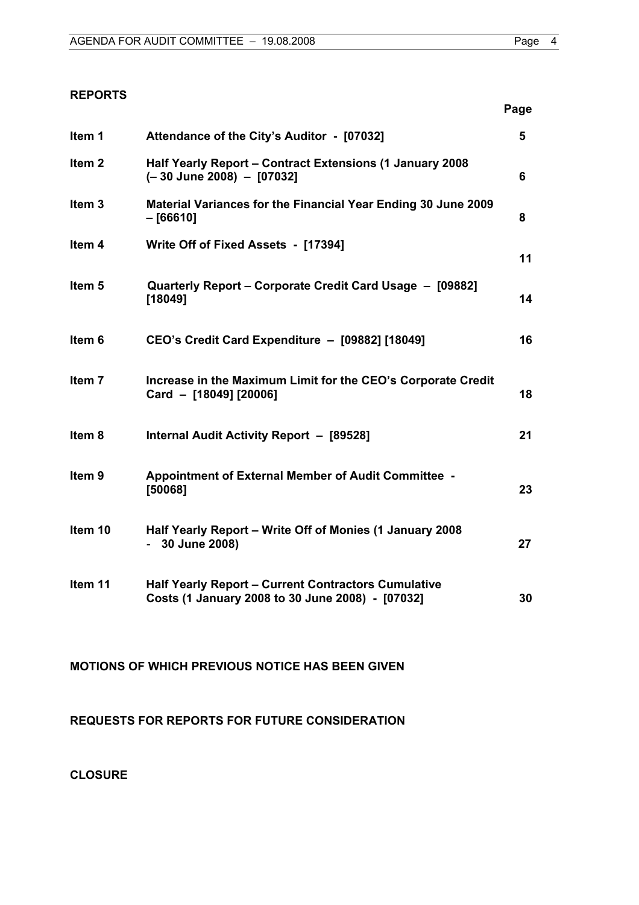## REPORTS

| | | Page |
|---|---|---|
| **Item 1** | **Attendance of the City's Auditor - [07032]** | **5** |
| **Item 2** | **Half Yearly Report – Contract Extensions (1 January 2008 (– 30 June 2008) – [07032]** | **6** |
| **Item 3** | **Material Variances for the Financial Year Ending 30 June 2009 – [66610]** | **8** |
| **Item 4** | **Write Off of Fixed Assets - [17394]** | **11** |
| **Item 5** | **Quarterly Report – Corporate Credit Card Usage – [09882] [18049]** | **14** |
| **Item 6** | **CEO's Credit Card Expenditure – [09882] [18049]** | **16** |
| **Item 7** | **Increase in the Maximum Limit for the CEO's Corporate Credit Card – [18049] [20006]** | **18** |
| **Item 8** | **Internal Audit Activity Report – [89528]** | **21** |
| **Item 9** | **Appointment of External Member of Audit Committee - [50068]** | **23** |
| **Item 10** | **Half Yearly Report – Write Off of Monies (1 January 2008 - 30 June 2008)** | **27** |
| **Item 11** | **Half Yearly Report – Current Contractors Cumulative Costs (1 January 2008 to 30 June 2008) - [07032]** | **30** |

**MOTIONS OF WHICH PREVIOUS NOTICE HAS BEEN GIVEN**

**REQUESTS FOR REPORTS FOR FUTURE CONSIDERATION**

**CLOSURE**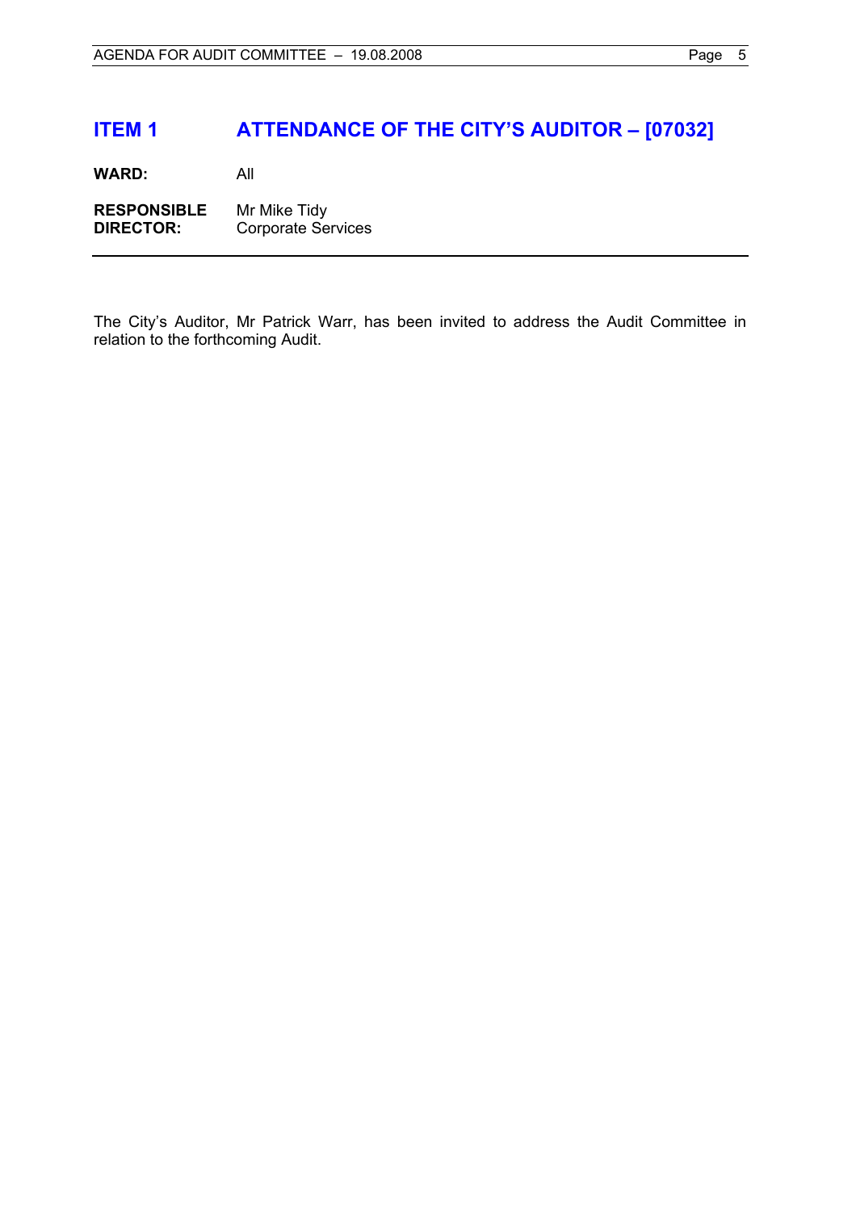## ITEM 1 ATTENDANCE OF THE CITY'S AUDITOR – [07032]

**WARD:** All

**RESPONSIBLE DIRECTOR:** Mr Mike Tidy
Corporate Services

---

The City's Auditor, Mr Patrick Warr, has been invited to address the Audit Committee in relation to the forthcoming Audit.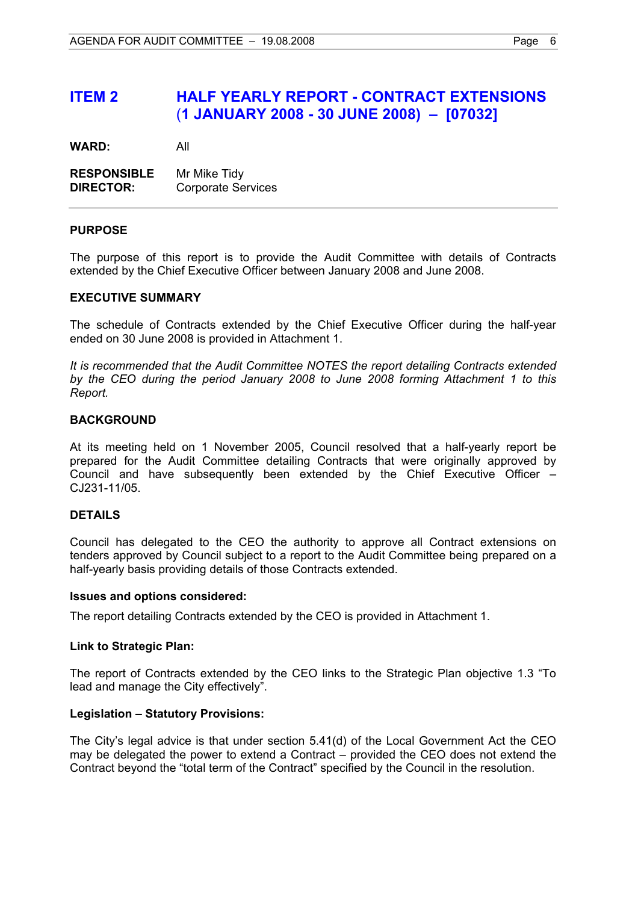# ITEM 2 HALF YEARLY REPORT - CONTRACT EXTENSIONS (1 JANUARY 2008 - 30 JUNE 2008) – [07032]

**WARD:** All

**RESPONSIBLE DIRECTOR:** Mr Mike Tidy
Corporate Services

---

## PURPOSE

The purpose of this report is to provide the Audit Committee with details of Contracts extended by the Chief Executive Officer between January 2008 and June 2008.

## EXECUTIVE SUMMARY

The schedule of Contracts extended by the Chief Executive Officer during the half-year ended on 30 June 2008 is provided in Attachment 1.

*It is recommended that the Audit Committee NOTES the report detailing Contracts extended by the CEO during the period January 2008 to June 2008 forming Attachment 1 to this Report.*

## BACKGROUND

At its meeting held on 1 November 2005, Council resolved that a half-yearly report be prepared for the Audit Committee detailing Contracts that were originally approved by Council and have subsequently been extended by the Chief Executive Officer – CJ231-11/05.

## DETAILS

Council has delegated to the CEO the authority to approve all Contract extensions on tenders approved by Council subject to a report to the Audit Committee being prepared on a half-yearly basis providing details of those Contracts extended.

### Issues and options considered:

The report detailing Contracts extended by the CEO is provided in Attachment 1.

### Link to Strategic Plan:

The report of Contracts extended by the CEO links to the Strategic Plan objective 1.3 “To lead and manage the City effectively”.

### Legislation – Statutory Provisions:

The City’s legal advice is that under section 5.41(d) of the Local Government Act the CEO may be delegated the power to extend a Contract – provided the CEO does not extend the Contract beyond the “total term of the Contract” specified by the Council in the resolution.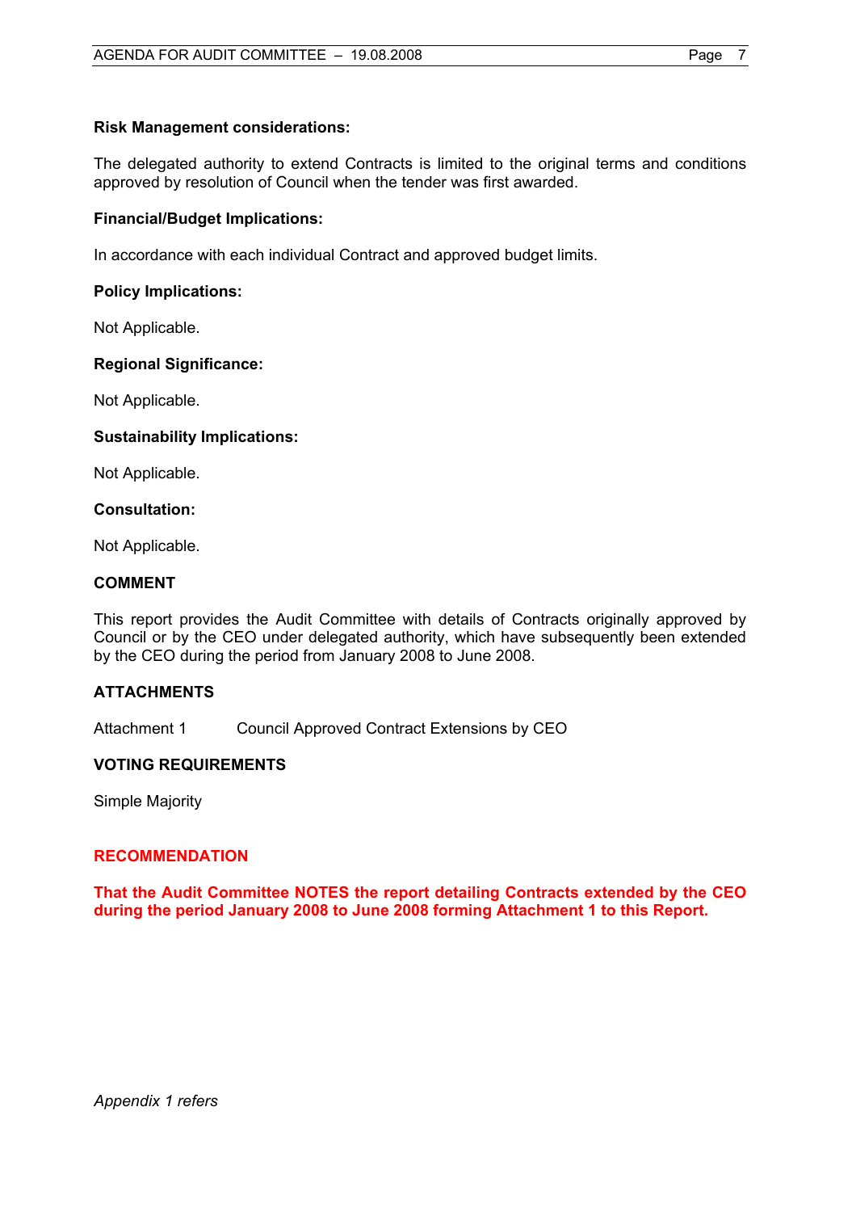**Risk Management considerations:**

The delegated authority to extend Contracts is limited to the original terms and conditions approved by resolution of Council when the tender was first awarded.

**Financial/Budget Implications:**

In accordance with each individual Contract and approved budget limits.

**Policy Implications:**

Not Applicable.

**Regional Significance:**

Not Applicable.

**Sustainability Implications:**

Not Applicable.

**Consultation:**

Not Applicable.

## COMMENT

This report provides the Audit Committee with details of Contracts originally approved by Council or by the CEO under delegated authority, which have subsequently been extended by the CEO during the period from January 2008 to June 2008.

## ATTACHMENTS

Attachment 1 Council Approved Contract Extensions by CEO

## VOTING REQUIREMENTS

Simple Majority

## RECOMMENDATION

**That the Audit Committee NOTES the report detailing Contracts extended by the CEO during the period January 2008 to June 2008 forming Attachment 1 to this Report.**

*Appendix 1 refers*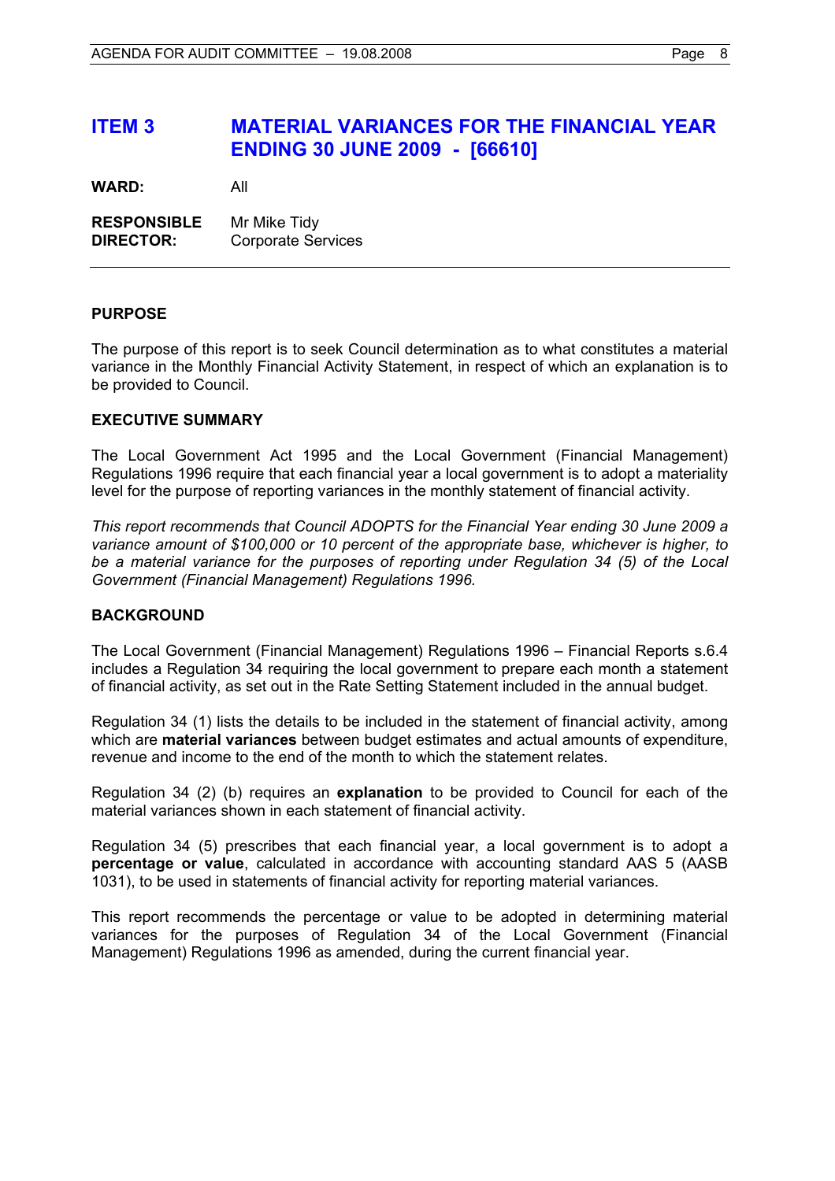# ITEM 3 MATERIAL VARIANCES FOR THE FINANCIAL YEAR ENDING 30 JUNE 2009 - [66610]

**WARD:** All

**RESPONSIBLE DIRECTOR:** Mr Mike Tidy
Corporate Services

---

**PURPOSE**

The purpose of this report is to seek Council determination as to what constitutes a material variance in the Monthly Financial Activity Statement, in respect of which an explanation is to be provided to Council.

**EXECUTIVE SUMMARY**

The Local Government Act 1995 and the Local Government (Financial Management) Regulations 1996 require that each financial year a local government is to adopt a materiality level for the purpose of reporting variances in the monthly statement of financial activity.

*This report recommends that Council ADOPTS for the Financial Year ending 30 June 2009 a variance amount of $100,000 or 10 percent of the appropriate base, whichever is higher, to be a material variance for the purposes of reporting under Regulation 34 (5) of the Local Government (Financial Management) Regulations 1996.*

**BACKGROUND**

The Local Government (Financial Management) Regulations 1996 – Financial Reports s.6.4 includes a Regulation 34 requiring the local government to prepare each month a statement of financial activity, as set out in the Rate Setting Statement included in the annual budget.

Regulation 34 (1) lists the details to be included in the statement of financial activity, among which are **material variances** between budget estimates and actual amounts of expenditure, revenue and income to the end of the month to which the statement relates.

Regulation 34 (2) (b) requires an **explanation** to be provided to Council for each of the material variances shown in each statement of financial activity.

Regulation 34 (5) prescribes that each financial year, a local government is to adopt a **percentage or value**, calculated in accordance with accounting standard AAS 5 (AASB 1031), to be used in statements of financial activity for reporting material variances.

This report recommends the percentage or value to be adopted in determining material variances for the purposes of Regulation 34 of the Local Government (Financial Management) Regulations 1996 as amended, during the current financial year.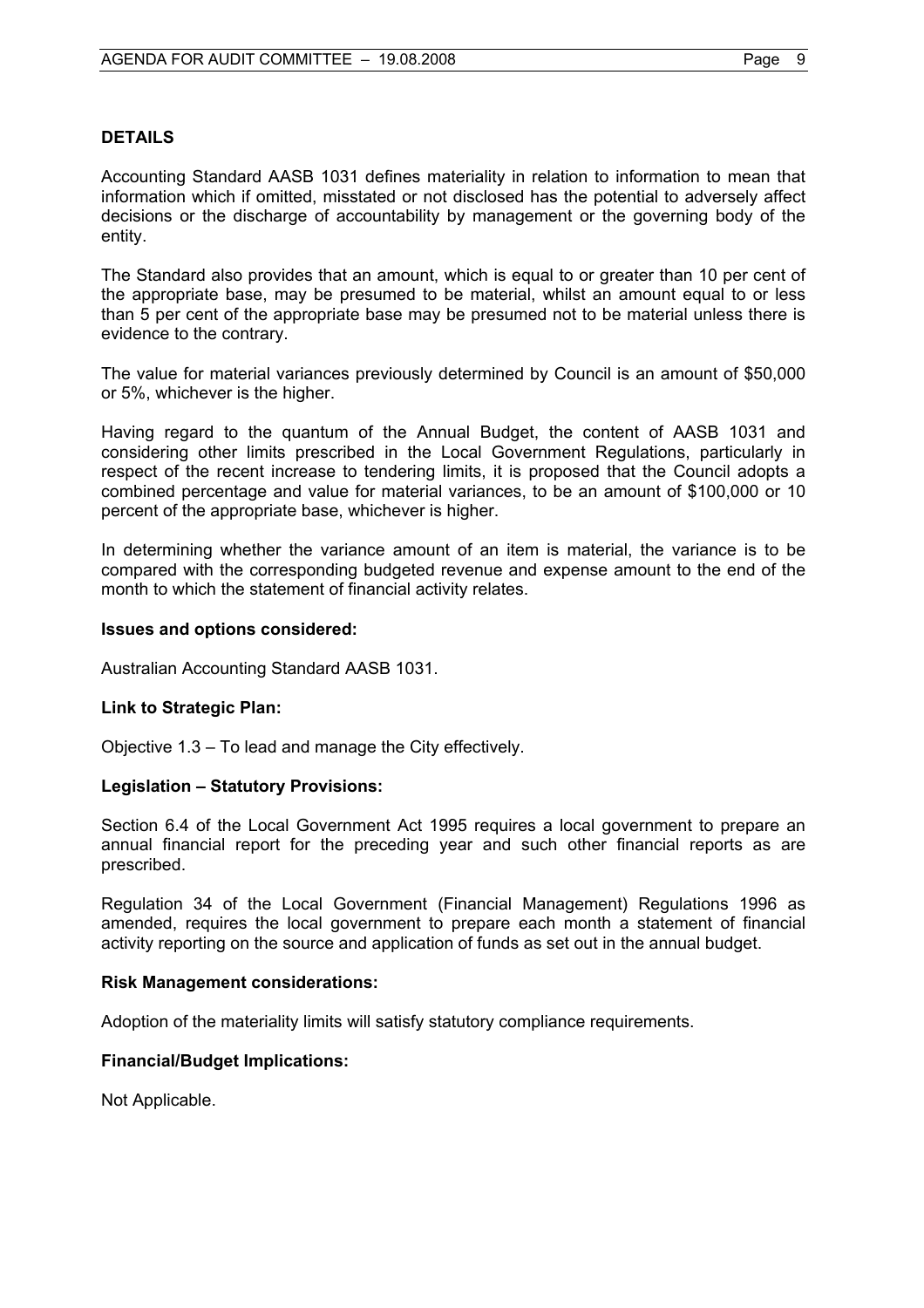## DETAILS

Accounting Standard AASB 1031 defines materiality in relation to information to mean that information which if omitted, misstated or not disclosed has the potential to adversely affect decisions or the discharge of accountability by management or the governing body of the entity.

The Standard also provides that an amount, which is equal to or greater than 10 per cent of the appropriate base, may be presumed to be material, whilst an amount equal to or less than 5 per cent of the appropriate base may be presumed not to be material unless there is evidence to the contrary.

The value for material variances previously determined by Council is an amount of $50,000 or 5%, whichever is the higher.

Having regard to the quantum of the Annual Budget, the content of AASB 1031 and considering other limits prescribed in the Local Government Regulations, particularly in respect of the recent increase to tendering limits, it is proposed that the Council adopts a combined percentage and value for material variances, to be an amount of $100,000 or 10 percent of the appropriate base, whichever is higher.

In determining whether the variance amount of an item is material, the variance is to be compared with the corresponding budgeted revenue and expense amount to the end of the month to which the statement of financial activity relates.

### Issues and options considered:

Australian Accounting Standard AASB 1031.

### Link to Strategic Plan:

Objective 1.3 – To lead and manage the City effectively.

### Legislation – Statutory Provisions:

Section 6.4 of the Local Government Act 1995 requires a local government to prepare an annual financial report for the preceding year and such other financial reports as are prescribed.

Regulation 34 of the Local Government (Financial Management) Regulations 1996 as amended, requires the local government to prepare each month a statement of financial activity reporting on the source and application of funds as set out in the annual budget.

### Risk Management considerations:

Adoption of the materiality limits will satisfy statutory compliance requirements.

### Financial/Budget Implications:

Not Applicable.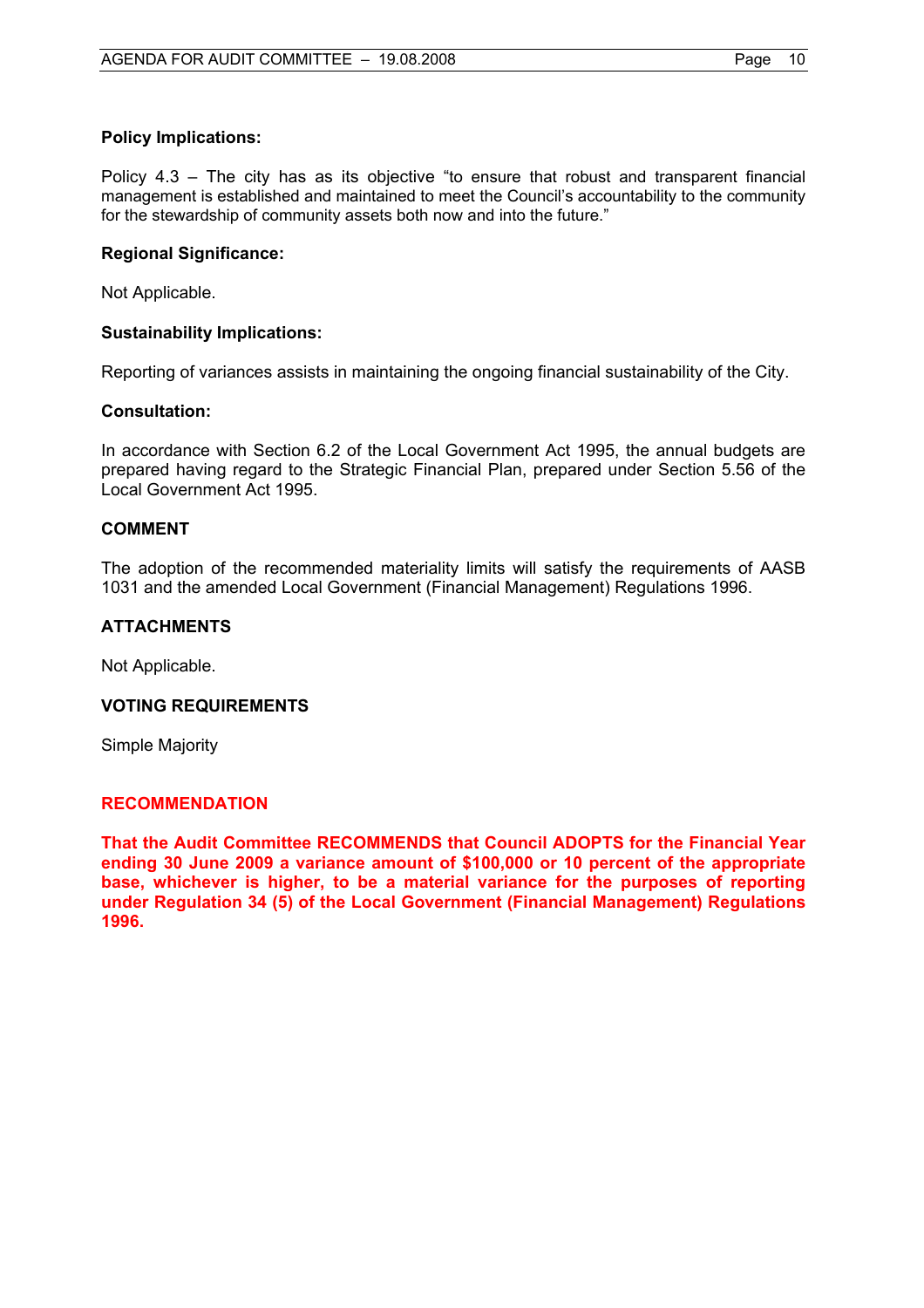**Policy Implications:**

Policy 4.3 – The city has as its objective "to ensure that robust and transparent financial management is established and maintained to meet the Council's accountability to the community for the stewardship of community assets both now and into the future."

**Regional Significance:**

Not Applicable.

**Sustainability Implications:**

Reporting of variances assists in maintaining the ongoing financial sustainability of the City.

**Consultation:**

In accordance with Section 6.2 of the Local Government Act 1995, the annual budgets are prepared having regard to the Strategic Financial Plan, prepared under Section 5.56 of the Local Government Act 1995.

## COMMENT

The adoption of the recommended materiality limits will satisfy the requirements of AASB 1031 and the amended Local Government (Financial Management) Regulations 1996.

## ATTACHMENTS

Not Applicable.

## VOTING REQUIREMENTS

Simple Majority

## RECOMMENDATION

**That the Audit Committee RECOMMENDS that Council ADOPTS for the Financial Year ending 30 June 2009 a variance amount of $100,000 or 10 percent of the appropriate base, whichever is higher, to be a material variance for the purposes of reporting under Regulation 34 (5) of the Local Government (Financial Management) Regulations 1996.**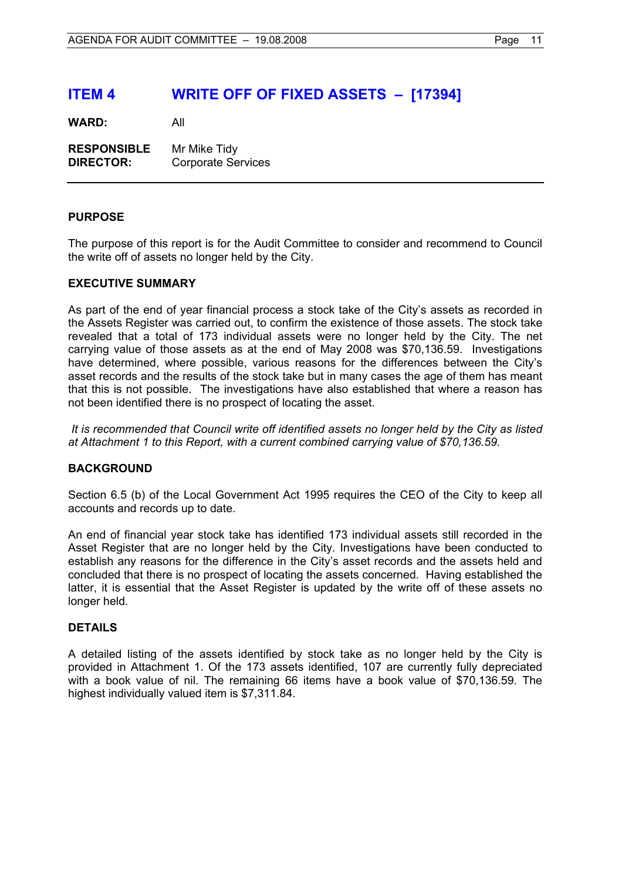# ITEM 4 WRITE OFF OF FIXED ASSETS – [17394]

**WARD:** All

**RESPONSIBLE DIRECTOR:** Mr Mike Tidy
Corporate Services

---

## PURPOSE

The purpose of this report is for the Audit Committee to consider and recommend to Council the write off of assets no longer held by the City.

## EXECUTIVE SUMMARY

As part of the end of year financial process a stock take of the City's assets as recorded in the Assets Register was carried out, to confirm the existence of those assets. The stock take revealed that a total of 173 individual assets were no longer held by the City. The net carrying value of those assets as at the end of May 2008 was $70,136.59. Investigations have determined, where possible, various reasons for the differences between the City's asset records and the results of the stock take but in many cases the age of them has meant that this is not possible. The investigations have also established that where a reason has not been identified there is no prospect of locating the asset.

*It is recommended that Council write off identified assets no longer held by the City as listed at Attachment 1 to this Report, with a current combined carrying value of $70,136.59.*

## BACKGROUND

Section 6.5 (b) of the Local Government Act 1995 requires the CEO of the City to keep all accounts and records up to date.

An end of financial year stock take has identified 173 individual assets still recorded in the Asset Register that are no longer held by the City. Investigations have been conducted to establish any reasons for the difference in the City's asset records and the assets held and concluded that there is no prospect of locating the assets concerned. Having established the latter, it is essential that the Asset Register is updated by the write off of these assets no longer held.

## DETAILS

A detailed listing of the assets identified by stock take as no longer held by the City is provided in Attachment 1. Of the 173 assets identified, 107 are currently fully depreciated with a book value of nil. The remaining 66 items have a book value of $70,136.59. The highest individually valued item is $7,311.84.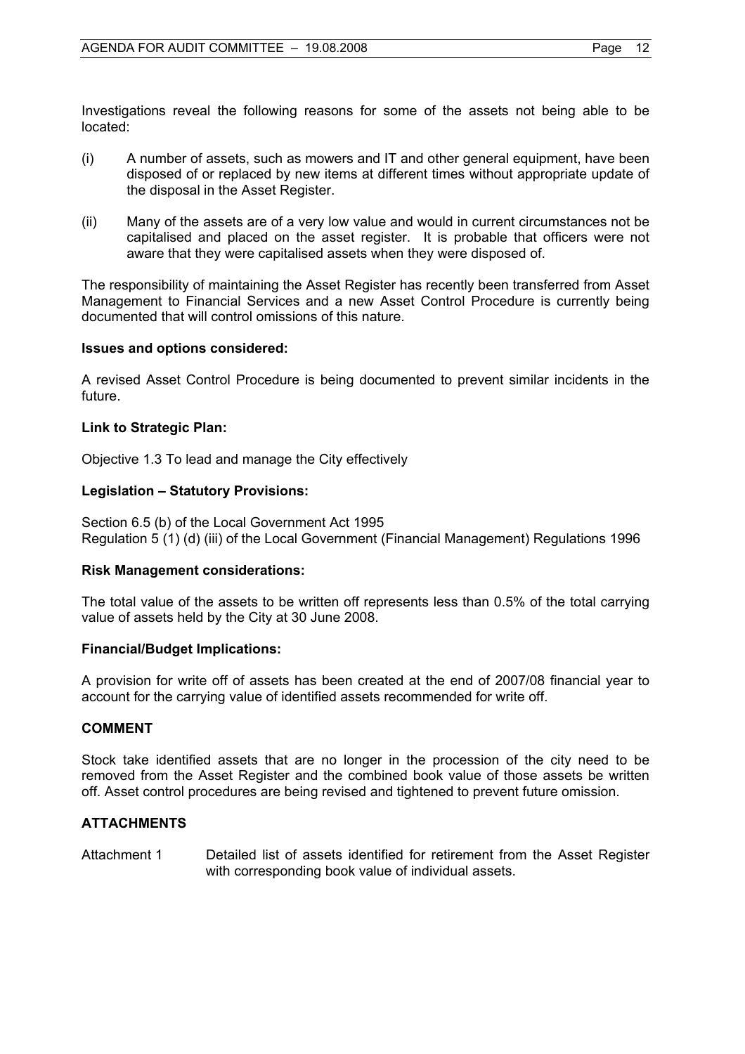Investigations reveal the following reasons for some of the assets not being able to be located:

(i) A number of assets, such as mowers and IT and other general equipment, have been disposed of or replaced by new items at different times without appropriate update of the disposal in the Asset Register.

(ii) Many of the assets are of a very low value and would in current circumstances not be capitalised and placed on the asset register. It is probable that officers were not aware that they were capitalised assets when they were disposed of.

The responsibility of maintaining the Asset Register has recently been transferred from Asset Management to Financial Services and a new Asset Control Procedure is currently being documented that will control omissions of this nature.

**Issues and options considered:**

A revised Asset Control Procedure is being documented to prevent similar incidents in the future.

**Link to Strategic Plan:**

Objective 1.3 To lead and manage the City effectively

**Legislation – Statutory Provisions:**

Section 6.5 (b) of the Local Government Act 1995
Regulation 5 (1) (d) (iii) of the Local Government (Financial Management) Regulations 1996

**Risk Management considerations:**

The total value of the assets to be written off represents less than 0.5% of the total carrying value of assets held by the City at 30 June 2008.

**Financial/Budget Implications:**

A provision for write off of assets has been created at the end of 2007/08 financial year to account for the carrying value of identified assets recommended for write off.

## COMMENT

Stock take identified assets that are no longer in the procession of the city need to be removed from the Asset Register and the combined book value of those assets be written off. Asset control procedures are being revised and tightened to prevent future omission.

## ATTACHMENTS

Attachment 1 Detailed list of assets identified for retirement from the Asset Register with corresponding book value of individual assets.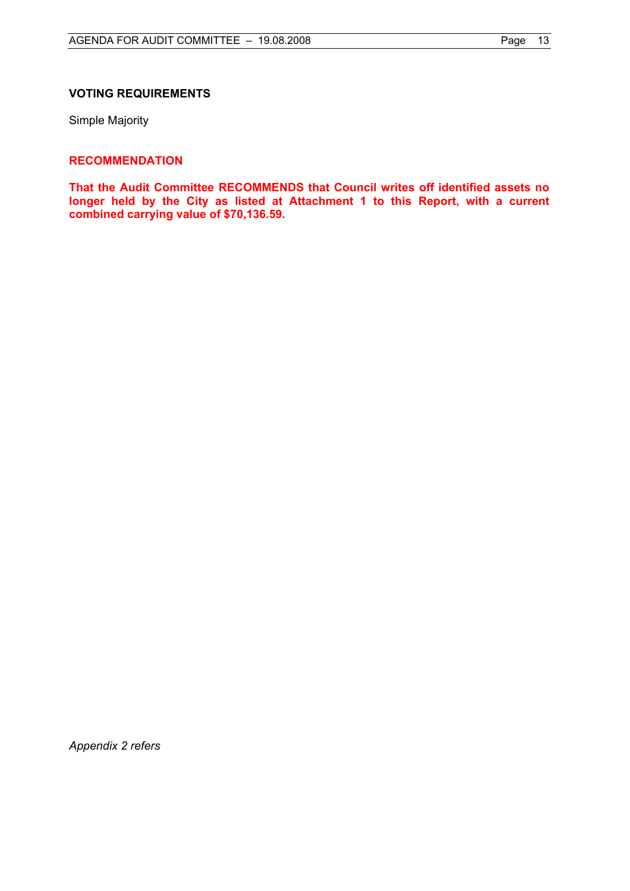**VOTING REQUIREMENTS**

Simple Majority

**RECOMMENDATION**

**That the Audit Committee RECOMMENDS that Council writes off identified assets no longer held by the City as listed at Attachment 1 to this Report, with a current combined carrying value of $70,136.59.**

*Appendix 2 refers*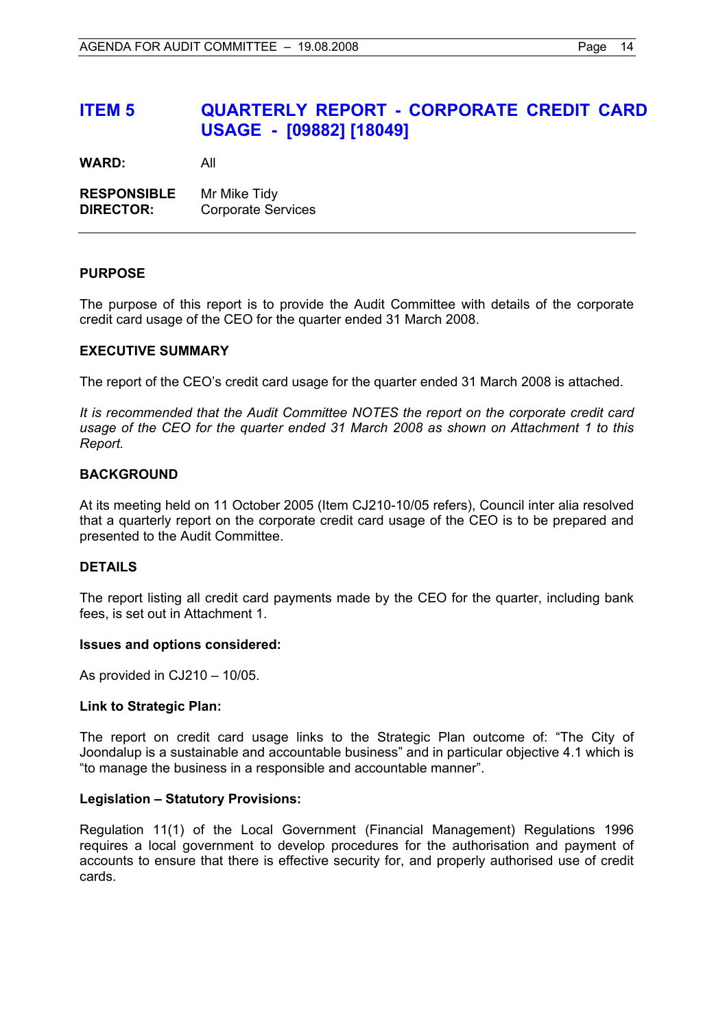# ITEM 5 QUARTERLY REPORT - CORPORATE CREDIT CARD USAGE - [09882] [18049]

**WARD:** All

**RESPONSIBLE DIRECTOR:** Mr Mike Tidy
Corporate Services

---

## PURPOSE

The purpose of this report is to provide the Audit Committee with details of the corporate credit card usage of the CEO for the quarter ended 31 March 2008.

## EXECUTIVE SUMMARY

The report of the CEO's credit card usage for the quarter ended 31 March 2008 is attached.

*It is recommended that the Audit Committee NOTES the report on the corporate credit card usage of the CEO for the quarter ended 31 March 2008 as shown on Attachment 1 to this Report.*

## BACKGROUND

At its meeting held on 11 October 2005 (Item CJ210-10/05 refers), Council inter alia resolved that a quarterly report on the corporate credit card usage of the CEO is to be prepared and presented to the Audit Committee.

## DETAILS

The report listing all credit card payments made by the CEO for the quarter, including bank fees, is set out in Attachment 1.

### Issues and options considered:

As provided in CJ210 – 10/05.

### Link to Strategic Plan:

The report on credit card usage links to the Strategic Plan outcome of: "The City of Joondalup is a sustainable and accountable business" and in particular objective 4.1 which is "to manage the business in a responsible and accountable manner".

### Legislation – Statutory Provisions:

Regulation 11(1) of the Local Government (Financial Management) Regulations 1996 requires a local government to develop procedures for the authorisation and payment of accounts to ensure that there is effective security for, and properly authorised use of credit cards.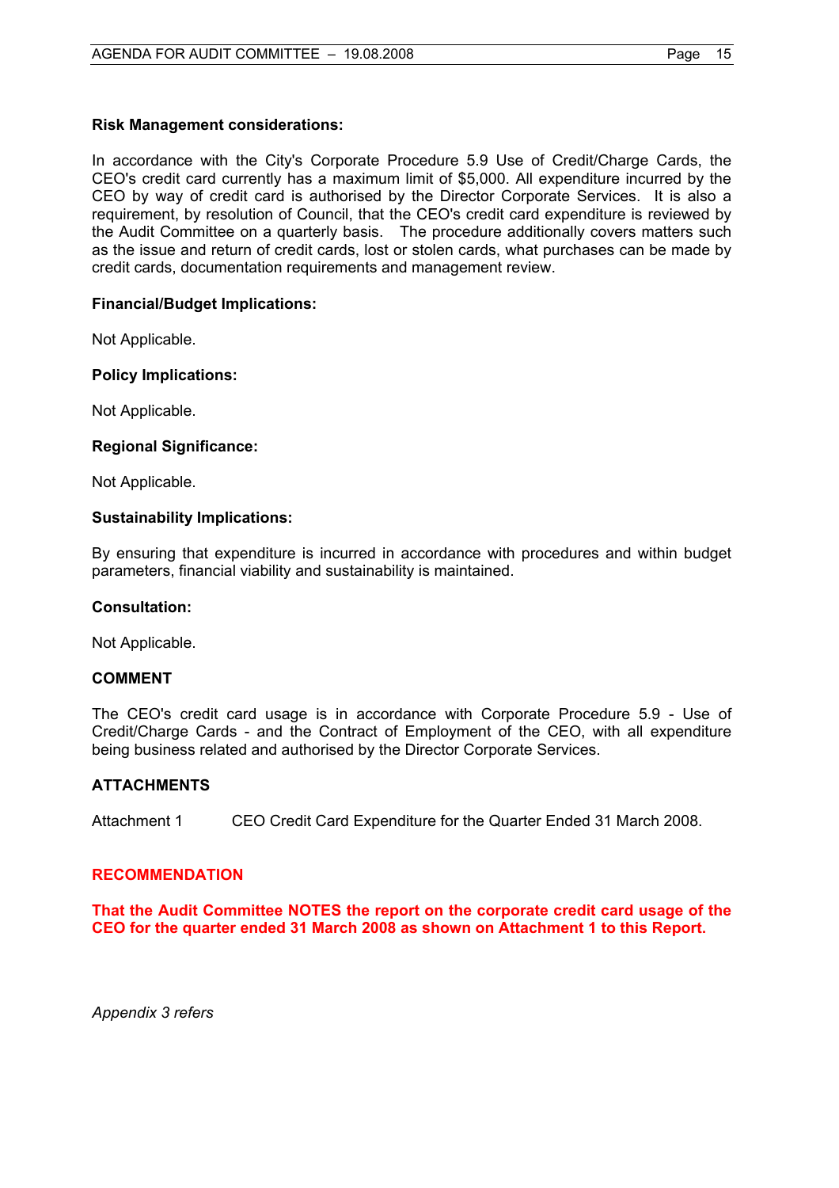**Risk Management considerations:**

In accordance with the City's Corporate Procedure 5.9 Use of Credit/Charge Cards, the CEO's credit card currently has a maximum limit of $5,000. All expenditure incurred by the CEO by way of credit card is authorised by the Director Corporate Services. It is also a requirement, by resolution of Council, that the CEO's credit card expenditure is reviewed by the Audit Committee on a quarterly basis. The procedure additionally covers matters such as the issue and return of credit cards, lost or stolen cards, what purchases can be made by credit cards, documentation requirements and management review.

**Financial/Budget Implications:**

Not Applicable.

**Policy Implications:**

Not Applicable.

**Regional Significance:**

Not Applicable.

**Sustainability Implications:**

By ensuring that expenditure is incurred in accordance with procedures and within budget parameters, financial viability and sustainability is maintained.

**Consultation:**

Not Applicable.

## COMMENT

The CEO's credit card usage is in accordance with Corporate Procedure 5.9 - Use of Credit/Charge Cards - and the Contract of Employment of the CEO, with all expenditure being business related and authorised by the Director Corporate Services.

## ATTACHMENTS

Attachment 1 CEO Credit Card Expenditure for the Quarter Ended 31 March 2008.

## RECOMMENDATION

**That the Audit Committee NOTES the report on the corporate credit card usage of the CEO for the quarter ended 31 March 2008 as shown on Attachment 1 to this Report.**

*Appendix 3 refers*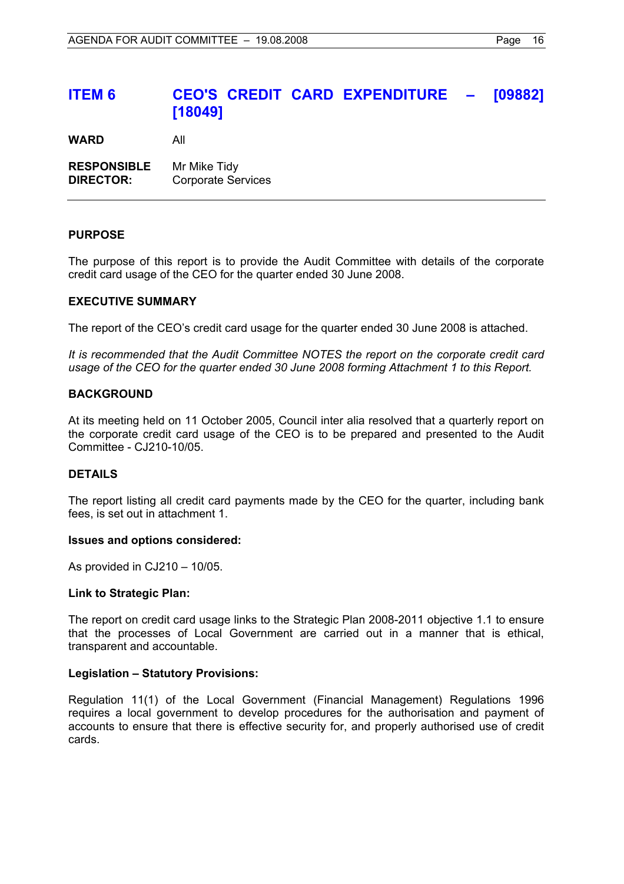## ITEM 6 CEO'S CREDIT CARD EXPENDITURE – [09882] [18049]

**WARD** All

**RESPONSIBLE DIRECTOR:** Mr Mike Tidy
Corporate Services

---

### PURPOSE

The purpose of this report is to provide the Audit Committee with details of the corporate credit card usage of the CEO for the quarter ended 30 June 2008.

### EXECUTIVE SUMMARY

The report of the CEO's credit card usage for the quarter ended 30 June 2008 is attached.

*It is recommended that the Audit Committee NOTES the report on the corporate credit card usage of the CEO for the quarter ended 30 June 2008 forming Attachment 1 to this Report.*

### BACKGROUND

At its meeting held on 11 October 2005, Council inter alia resolved that a quarterly report on the corporate credit card usage of the CEO is to be prepared and presented to the Audit Committee - CJ210-10/05.

### DETAILS

The report listing all credit card payments made by the CEO for the quarter, including bank fees, is set out in attachment 1.

#### Issues and options considered:

As provided in CJ210 – 10/05.

#### Link to Strategic Plan:

The report on credit card usage links to the Strategic Plan 2008-2011 objective 1.1 to ensure that the processes of Local Government are carried out in a manner that is ethical, transparent and accountable.

#### Legislation – Statutory Provisions:

Regulation 11(1) of the Local Government (Financial Management) Regulations 1996 requires a local government to develop procedures for the authorisation and payment of accounts to ensure that there is effective security for, and properly authorised use of credit cards.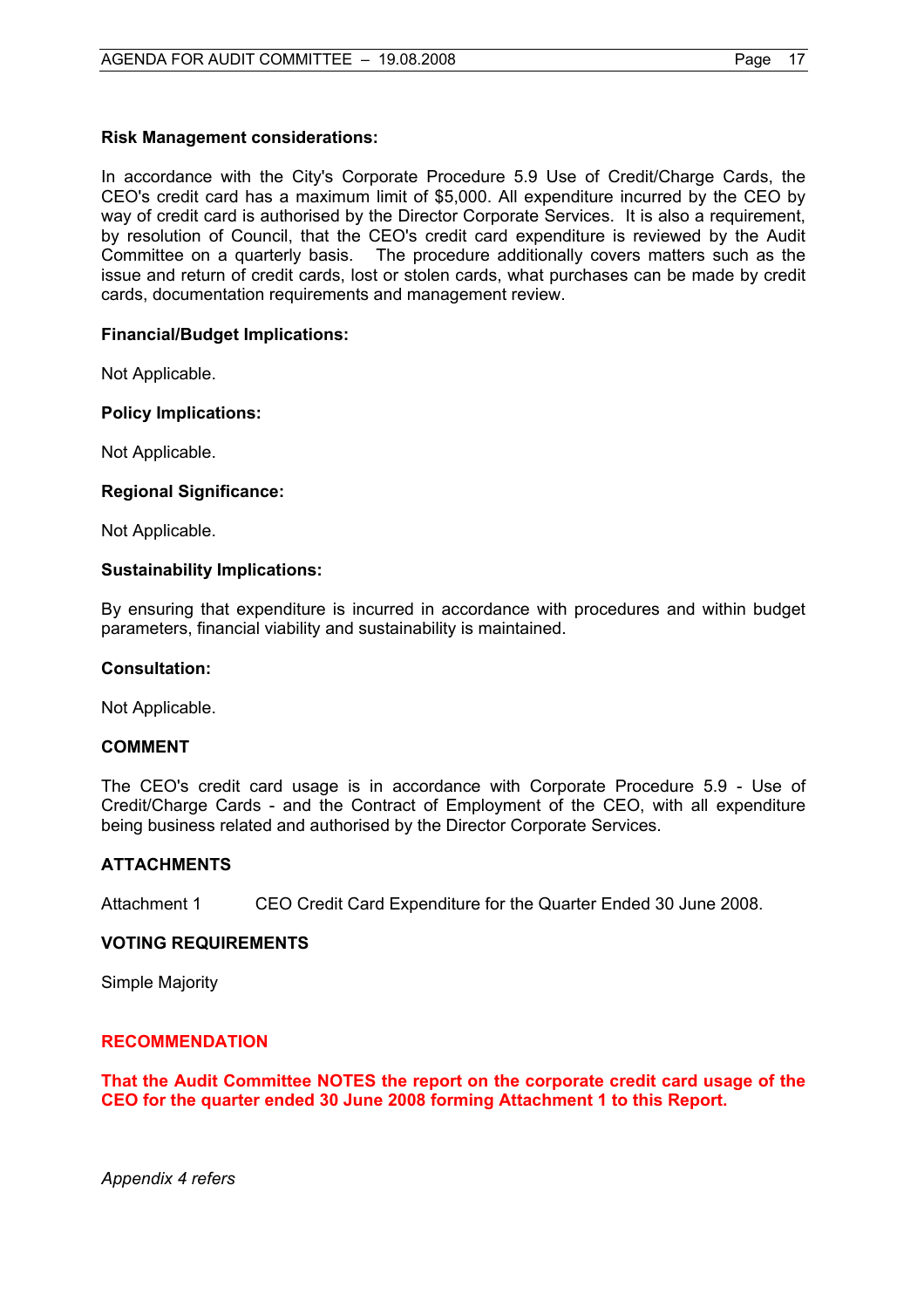**Risk Management considerations:**

In accordance with the City's Corporate Procedure 5.9 Use of Credit/Charge Cards, the CEO's credit card has a maximum limit of $5,000. All expenditure incurred by the CEO by way of credit card is authorised by the Director Corporate Services. It is also a requirement, by resolution of Council, that the CEO's credit card expenditure is reviewed by the Audit Committee on a quarterly basis. The procedure additionally covers matters such as the issue and return of credit cards, lost or stolen cards, what purchases can be made by credit cards, documentation requirements and management review.

**Financial/Budget Implications:**

Not Applicable.

**Policy Implications:**

Not Applicable.

**Regional Significance:**

Not Applicable.

**Sustainability Implications:**

By ensuring that expenditure is incurred in accordance with procedures and within budget parameters, financial viability and sustainability is maintained.

**Consultation:**

Not Applicable.

## COMMENT

The CEO's credit card usage is in accordance with Corporate Procedure 5.9 - Use of Credit/Charge Cards - and the Contract of Employment of the CEO, with all expenditure being business related and authorised by the Director Corporate Services.

## ATTACHMENTS

Attachment 1 CEO Credit Card Expenditure for the Quarter Ended 30 June 2008.

## VOTING REQUIREMENTS

Simple Majority

## RECOMMENDATION

**That the Audit Committee NOTES the report on the corporate credit card usage of the CEO for the quarter ended 30 June 2008 forming Attachment 1 to this Report.**

*Appendix 4 refers*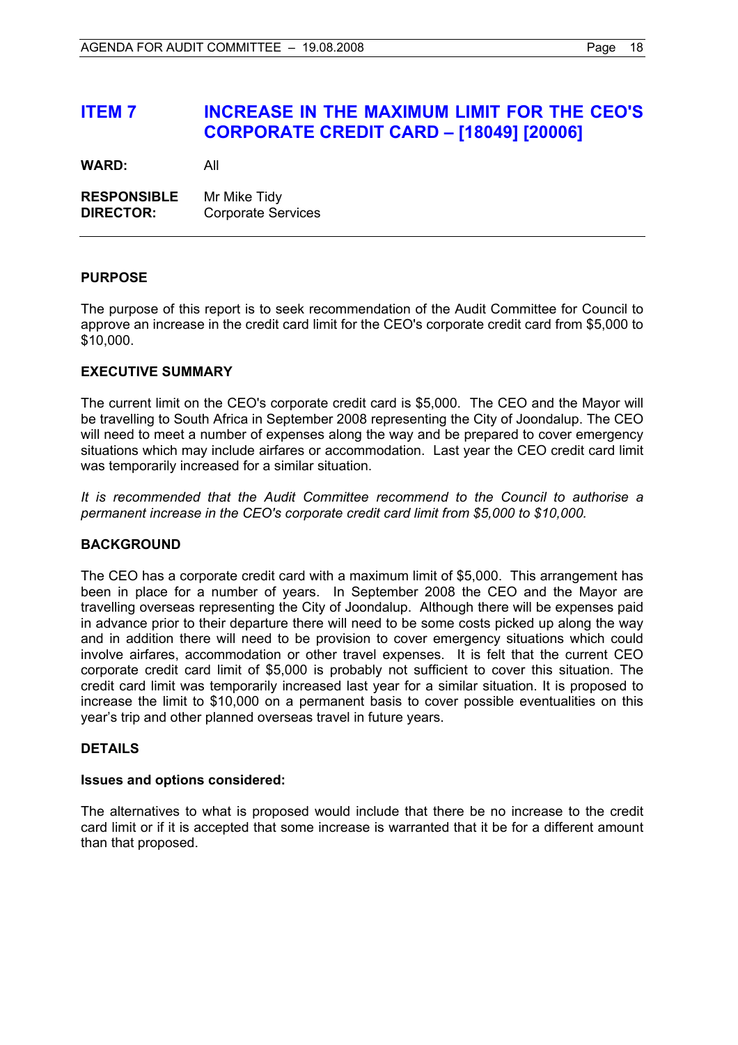# ITEM 7 INCREASE IN THE MAXIMUM LIMIT FOR THE CEO'S CORPORATE CREDIT CARD – [18049] [20006]

**WARD:** All

**RESPONSIBLE DIRECTOR:** Mr Mike Tidy
Corporate Services

---

## PURPOSE

The purpose of this report is to seek recommendation of the Audit Committee for Council to approve an increase in the credit card limit for the CEO's corporate credit card from $5,000 to $10,000.

## EXECUTIVE SUMMARY

The current limit on the CEO's corporate credit card is $5,000. The CEO and the Mayor will be travelling to South Africa in September 2008 representing the City of Joondalup. The CEO will need to meet a number of expenses along the way and be prepared to cover emergency situations which may include airfares or accommodation. Last year the CEO credit card limit was temporarily increased for a similar situation.

*It is recommended that the Audit Committee recommend to the Council to authorise a permanent increase in the CEO's corporate credit card limit from $5,000 to $10,000.*

## BACKGROUND

The CEO has a corporate credit card with a maximum limit of $5,000. This arrangement has been in place for a number of years. In September 2008 the CEO and the Mayor are travelling overseas representing the City of Joondalup. Although there will be expenses paid in advance prior to their departure there will need to be some costs picked up along the way and in addition there will need to be provision to cover emergency situations which could involve airfares, accommodation or other travel expenses. It is felt that the current CEO corporate credit card limit of $5,000 is probably not sufficient to cover this situation. The credit card limit was temporarily increased last year for a similar situation. It is proposed to increase the limit to $10,000 on a permanent basis to cover possible eventualities on this year's trip and other planned overseas travel in future years.

## DETAILS

### Issues and options considered:

The alternatives to what is proposed would include that there be no increase to the credit card limit or if it is accepted that some increase is warranted that it be for a different amount than that proposed.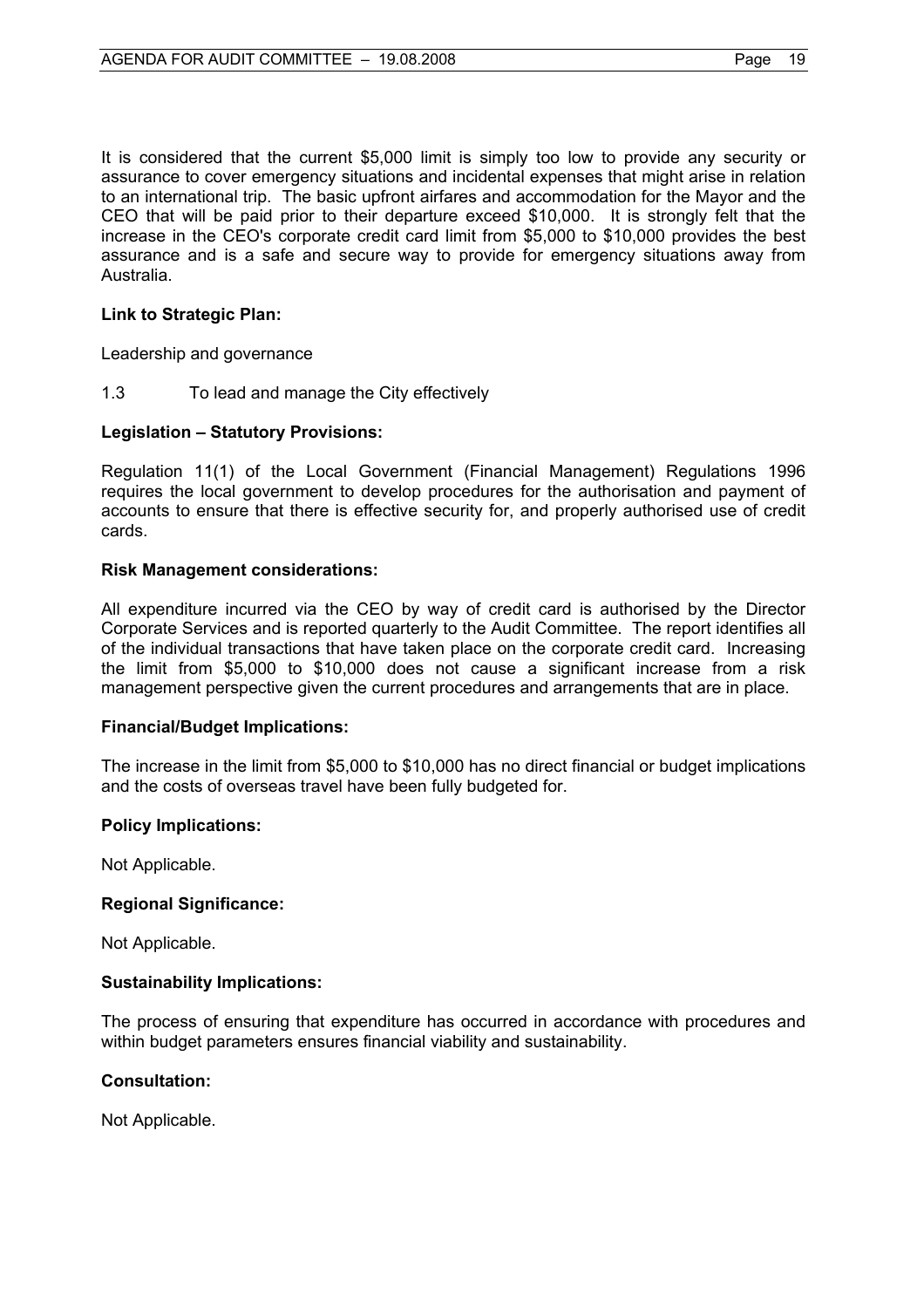It is considered that the current $5,000 limit is simply too low to provide any security or assurance to cover emergency situations and incidental expenses that might arise in relation to an international trip. The basic upfront airfares and accommodation for the Mayor and the CEO that will be paid prior to their departure exceed $10,000. It is strongly felt that the increase in the CEO's corporate credit card limit from $5,000 to $10,000 provides the best assurance and is a safe and secure way to provide for emergency situations away from Australia.

**Link to Strategic Plan:**

Leadership and governance

1.3 To lead and manage the City effectively

**Legislation – Statutory Provisions:**

Regulation 11(1) of the Local Government (Financial Management) Regulations 1996 requires the local government to develop procedures for the authorisation and payment of accounts to ensure that there is effective security for, and properly authorised use of credit cards.

**Risk Management considerations:**

All expenditure incurred via the CEO by way of credit card is authorised by the Director Corporate Services and is reported quarterly to the Audit Committee. The report identifies all of the individual transactions that have taken place on the corporate credit card. Increasing the limit from $5,000 to $10,000 does not cause a significant increase from a risk management perspective given the current procedures and arrangements that are in place.

**Financial/Budget Implications:**

The increase in the limit from $5,000 to $10,000 has no direct financial or budget implications and the costs of overseas travel have been fully budgeted for.

**Policy Implications:**

Not Applicable.

**Regional Significance:**

Not Applicable.

**Sustainability Implications:**

The process of ensuring that expenditure has occurred in accordance with procedures and within budget parameters ensures financial viability and sustainability.

**Consultation:**

Not Applicable.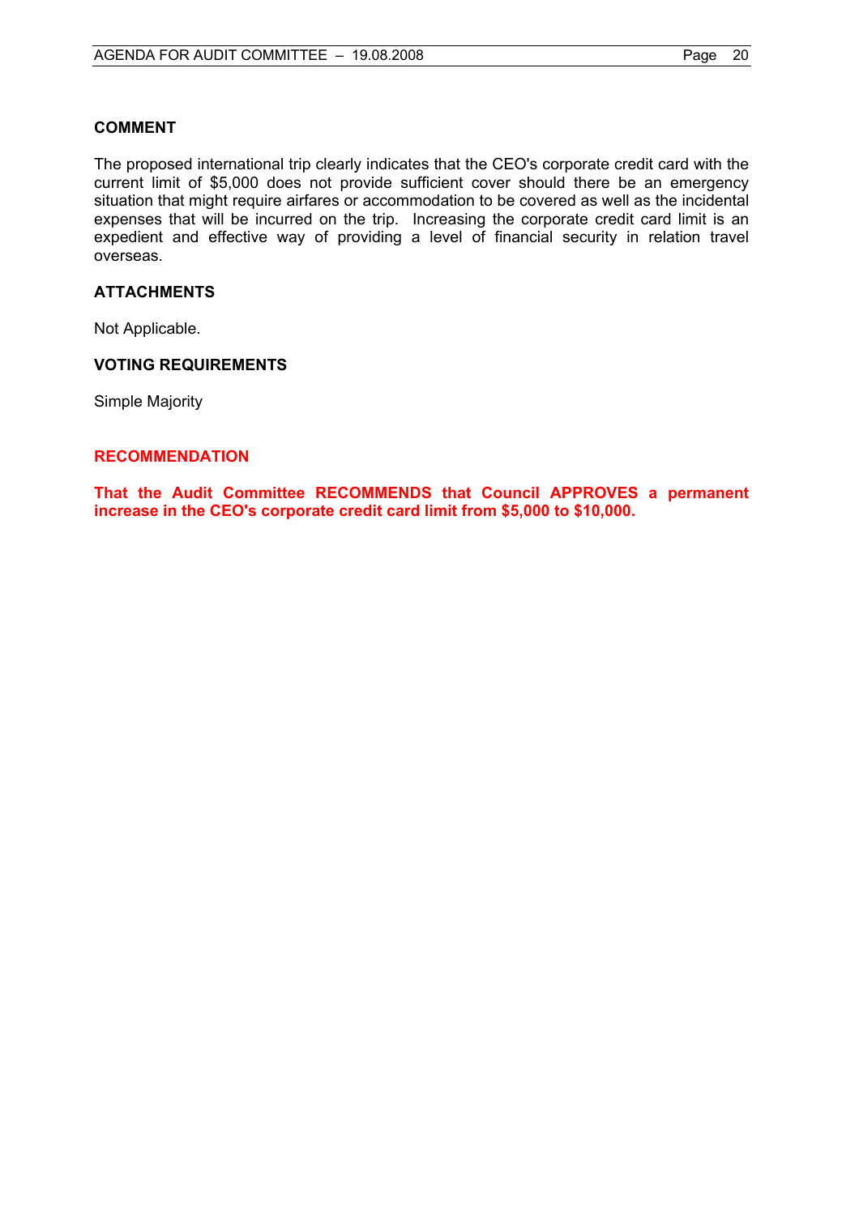### COMMENT

The proposed international trip clearly indicates that the CEO's corporate credit card with the current limit of $5,000 does not provide sufficient cover should there be an emergency situation that might require airfares or accommodation to be covered as well as the incidental expenses that will be incurred on the trip. Increasing the corporate credit card limit is an expedient and effective way of providing a level of financial security in relation travel overseas.

### ATTACHMENTS

Not Applicable.

### VOTING REQUIREMENTS

Simple Majority

### RECOMMENDATION

**That the Audit Committee RECOMMENDS that Council APPROVES a permanent increase in the CEO's corporate credit card limit from $5,000 to $10,000.**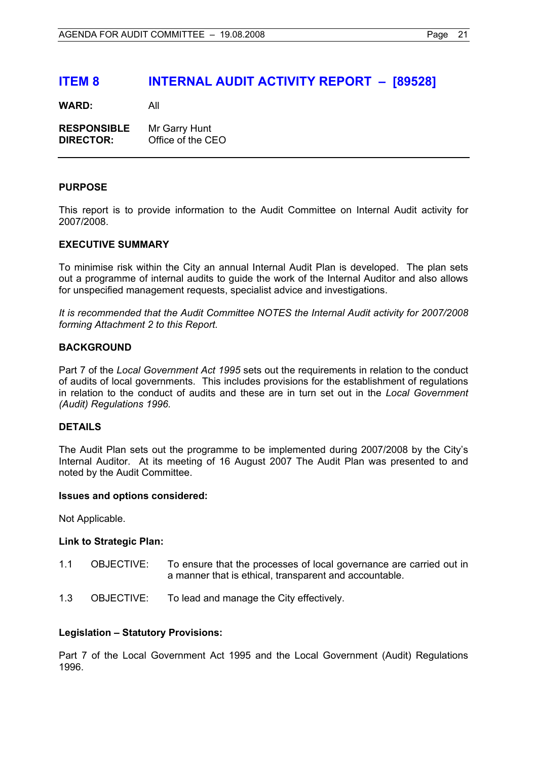# ITEM 8 INTERNAL AUDIT ACTIVITY REPORT – [89528]

**WARD:** All

**RESPONSIBLE DIRECTOR:** Mr Garry Hunt
Office of the CEO

---

### PURPOSE

This report is to provide information to the Audit Committee on Internal Audit activity for 2007/2008.

### EXECUTIVE SUMMARY

To minimise risk within the City an annual Internal Audit Plan is developed. The plan sets out a programme of internal audits to guide the work of the Internal Auditor and also allows for unspecified management requests, specialist advice and investigations.

*It is recommended that the Audit Committee NOTES the Internal Audit activity for 2007/2008 forming Attachment 2 to this Report.*

### BACKGROUND

Part 7 of the *Local Government Act 1995* sets out the requirements in relation to the conduct of audits of local governments. This includes provisions for the establishment of regulations in relation to the conduct of audits and these are in turn set out in the *Local Government (Audit) Regulations 1996.*

### DETAILS

The Audit Plan sets out the programme to be implemented during 2007/2008 by the City's Internal Auditor. At its meeting of 16 August 2007 The Audit Plan was presented to and noted by the Audit Committee.

#### Issues and options considered:

Not Applicable.

#### Link to Strategic Plan:

1.1 OBJECTIVE: To ensure that the processes of local governance are carried out in a manner that is ethical, transparent and accountable.

1.3 OBJECTIVE: To lead and manage the City effectively.

#### Legislation – Statutory Provisions:

Part 7 of the Local Government Act 1995 and the Local Government (Audit) Regulations 1996.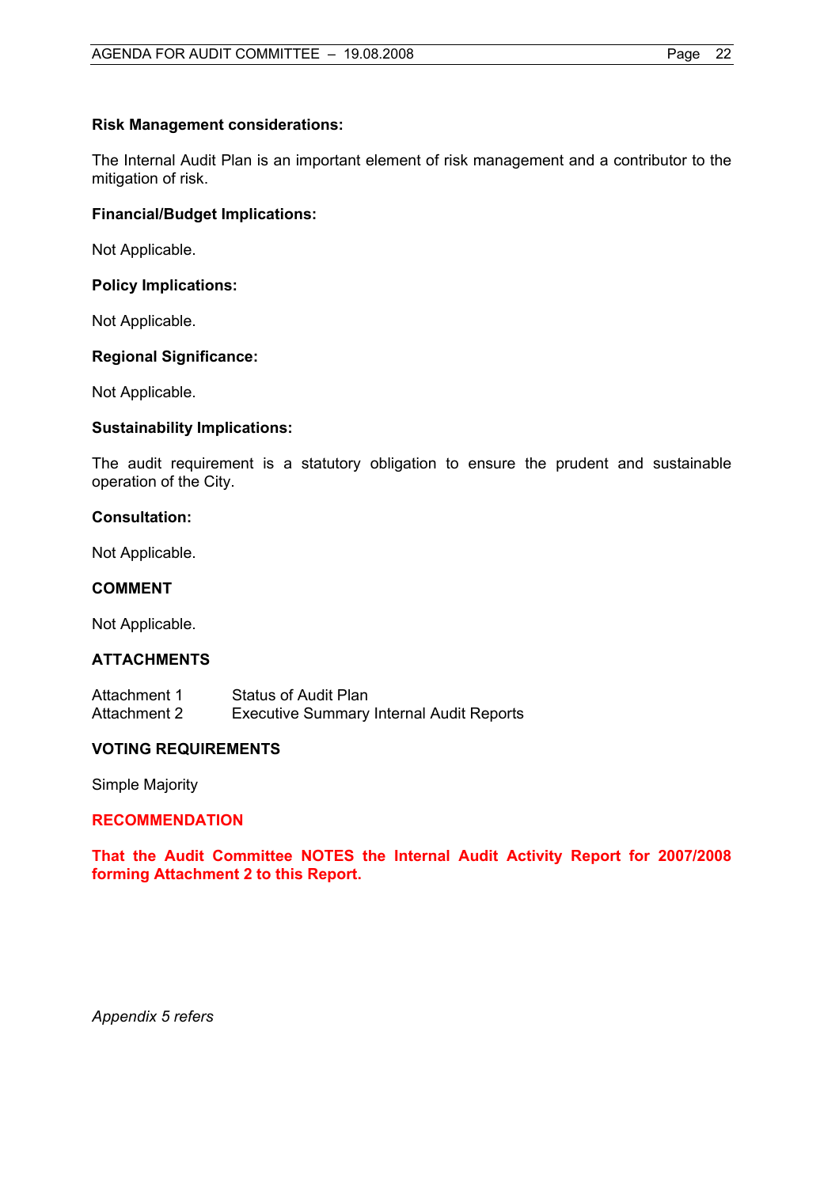**Risk Management considerations:**

The Internal Audit Plan is an important element of risk management and a contributor to the mitigation of risk.

**Financial/Budget Implications:**

Not Applicable.

**Policy Implications:**

Not Applicable.

**Regional Significance:**

Not Applicable.

**Sustainability Implications:**

The audit requirement is a statutory obligation to ensure the prudent and sustainable operation of the City.

**Consultation:**

Not Applicable.

**COMMENT**

Not Applicable.

**ATTACHMENTS**

| | |
|---|---|
| Attachment 1 | Status of Audit Plan |
| Attachment 2 | Executive Summary Internal Audit Reports |

**VOTING REQUIREMENTS**

Simple Majority

**RECOMMENDATION**

**That the Audit Committee NOTES the Internal Audit Activity Report for 2007/2008 forming Attachment 2 to this Report.**

*Appendix 5 refers*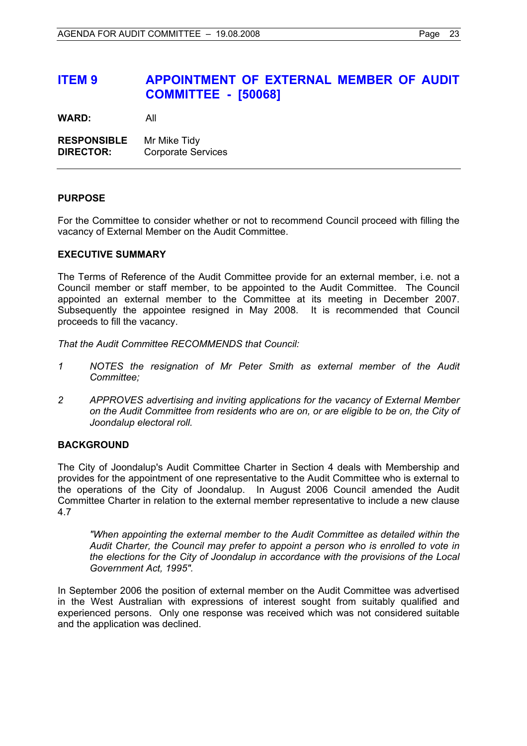# ITEM 9 APPOINTMENT OF EXTERNAL MEMBER OF AUDIT COMMITTEE - [50068]

**WARD:** All

**RESPONSIBLE DIRECTOR:** Mr Mike Tidy
Corporate Services

---

### PURPOSE

For the Committee to consider whether or not to recommend Council proceed with filling the vacancy of External Member on the Audit Committee.

### EXECUTIVE SUMMARY

The Terms of Reference of the Audit Committee provide for an external member, i.e. not a Council member or staff member, to be appointed to the Audit Committee. The Council appointed an external member to the Committee at its meeting in December 2007. Subsequently the appointee resigned in May 2008. It is recommended that Council proceeds to fill the vacancy.

*That the Audit Committee RECOMMENDS that Council:*

*1 NOTES the resignation of Mr Peter Smith as external member of the Audit Committee;*

*2 APPROVES advertising and inviting applications for the vacancy of External Member on the Audit Committee from residents who are on, or are eligible to be on, the City of Joondalup electoral roll.*

### BACKGROUND

The City of Joondalup's Audit Committee Charter in Section 4 deals with Membership and provides for the appointment of one representative to the Audit Committee who is external to the operations of the City of Joondalup. In August 2006 Council amended the Audit Committee Charter in relation to the external member representative to include a new clause 4.7

> *"When appointing the external member to the Audit Committee as detailed within the Audit Charter, the Council may prefer to appoint a person who is enrolled to vote in the elections for the City of Joondalup in accordance with the provisions of the Local Government Act, 1995".*

In September 2006 the position of external member on the Audit Committee was advertised in the West Australian with expressions of interest sought from suitably qualified and experienced persons. Only one response was received which was not considered suitable and the application was declined.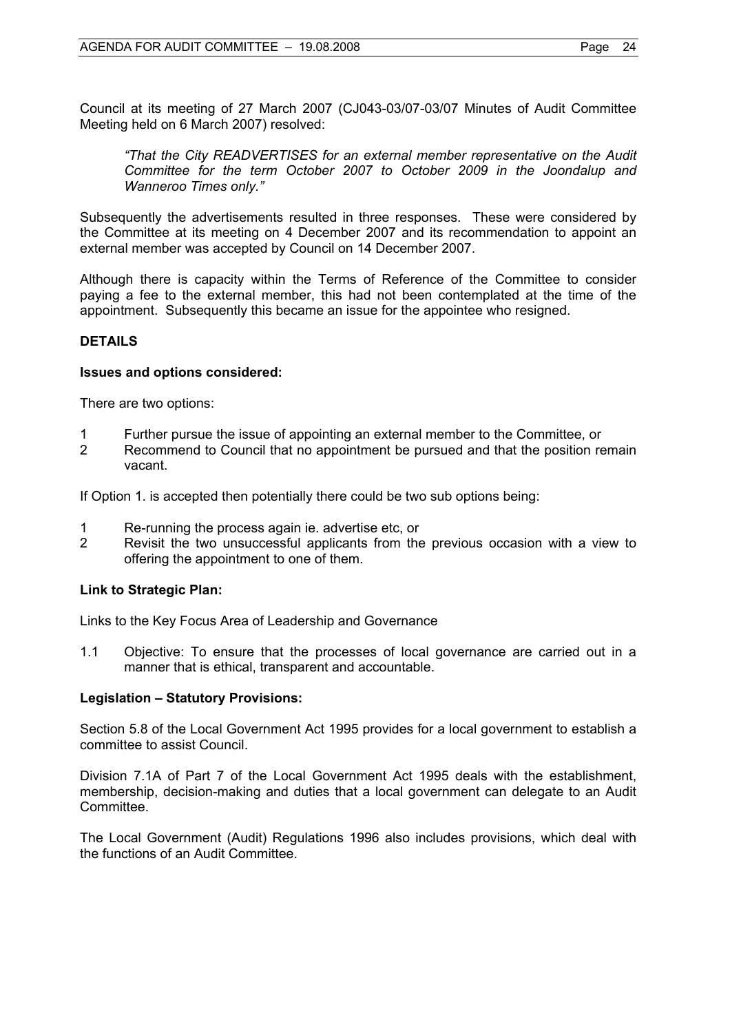Council at its meeting of 27 March 2007 (CJ043-03/07-03/07 Minutes of Audit Committee Meeting held on 6 March 2007) resolved:

> *"That the City READVERTISES for an external member representative on the Audit Committee for the term October 2007 to October 2009 in the Joondalup and Wanneroo Times only."*

Subsequently the advertisements resulted in three responses. These were considered by the Committee at its meeting on 4 December 2007 and its recommendation to appoint an external member was accepted by Council on 14 December 2007.

Although there is capacity within the Terms of Reference of the Committee to consider paying a fee to the external member, this had not been contemplated at the time of the appointment. Subsequently this became an issue for the appointee who resigned.

## DETAILS

### Issues and options considered:

There are two options:

1 Further pursue the issue of appointing an external member to the Committee, or
2 Recommend to Council that no appointment be pursued and that the position remain vacant.

If Option 1. is accepted then potentially there could be two sub options being:

1 Re-running the process again ie. advertise etc, or
2 Revisit the two unsuccessful applicants from the previous occasion with a view to offering the appointment to one of them.

### Link to Strategic Plan:

Links to the Key Focus Area of Leadership and Governance

1.1 Objective: To ensure that the processes of local governance are carried out in a manner that is ethical, transparent and accountable.

### Legislation – Statutory Provisions:

Section 5.8 of the Local Government Act 1995 provides for a local government to establish a committee to assist Council.

Division 7.1A of Part 7 of the Local Government Act 1995 deals with the establishment, membership, decision-making and duties that a local government can delegate to an Audit Committee.

The Local Government (Audit) Regulations 1996 also includes provisions, which deal with the functions of an Audit Committee.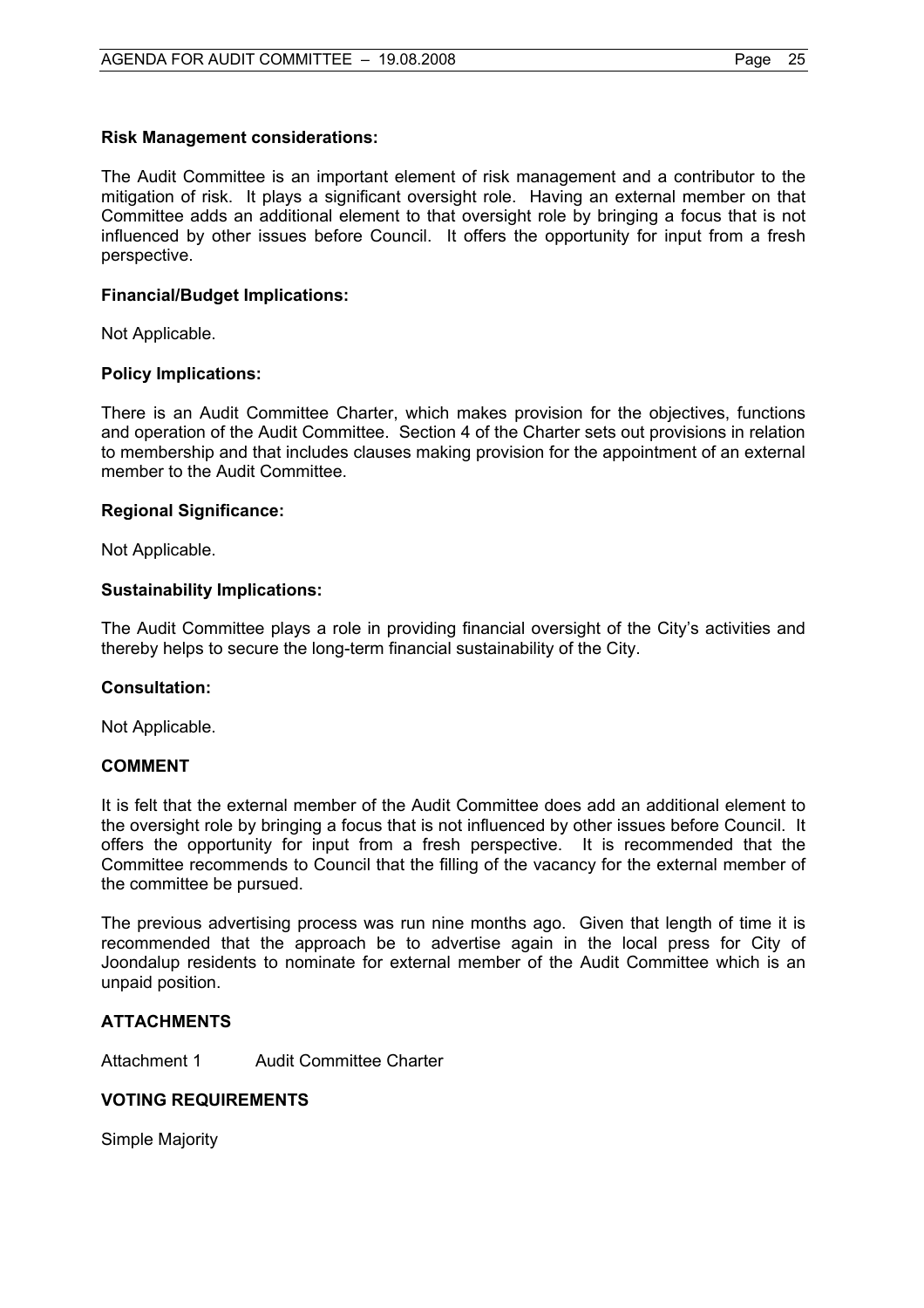**Risk Management considerations:**

The Audit Committee is an important element of risk management and a contributor to the mitigation of risk. It plays a significant oversight role. Having an external member on that Committee adds an additional element to that oversight role by bringing a focus that is not influenced by other issues before Council. It offers the opportunity for input from a fresh perspective.

**Financial/Budget Implications:**

Not Applicable.

**Policy Implications:**

There is an Audit Committee Charter, which makes provision for the objectives, functions and operation of the Audit Committee. Section 4 of the Charter sets out provisions in relation to membership and that includes clauses making provision for the appointment of an external member to the Audit Committee.

**Regional Significance:**

Not Applicable.

**Sustainability Implications:**

The Audit Committee plays a role in providing financial oversight of the City's activities and thereby helps to secure the long-term financial sustainability of the City.

**Consultation:**

Not Applicable.

## COMMENT

It is felt that the external member of the Audit Committee does add an additional element to the oversight role by bringing a focus that is not influenced by other issues before Council. It offers the opportunity for input from a fresh perspective. It is recommended that the Committee recommends to Council that the filling of the vacancy for the external member of the committee be pursued.

The previous advertising process was run nine months ago. Given that length of time it is recommended that the approach be to advertise again in the local press for City of Joondalup residents to nominate for external member of the Audit Committee which is an unpaid position.

## ATTACHMENTS

Attachment 1 Audit Committee Charter

## VOTING REQUIREMENTS

Simple Majority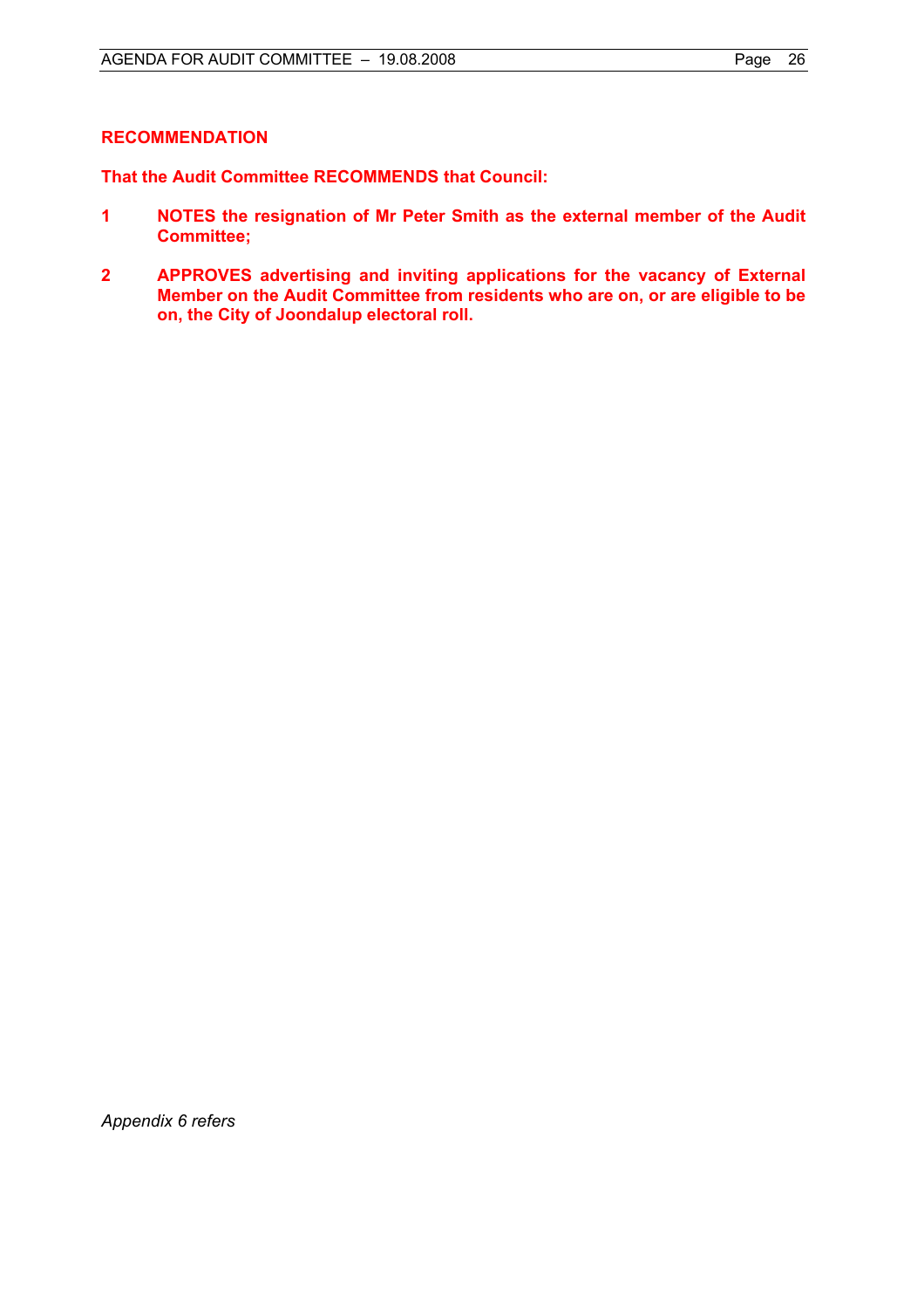**RECOMMENDATION**

**That the Audit Committee RECOMMENDS that Council:**

1. **NOTES the resignation of Mr Peter Smith as the external member of the Audit Committee;**

2. **APPROVES advertising and inviting applications for the vacancy of External Member on the Audit Committee from residents who are on, or are eligible to be on, the City of Joondalup electoral roll.**

*Appendix 6 refers*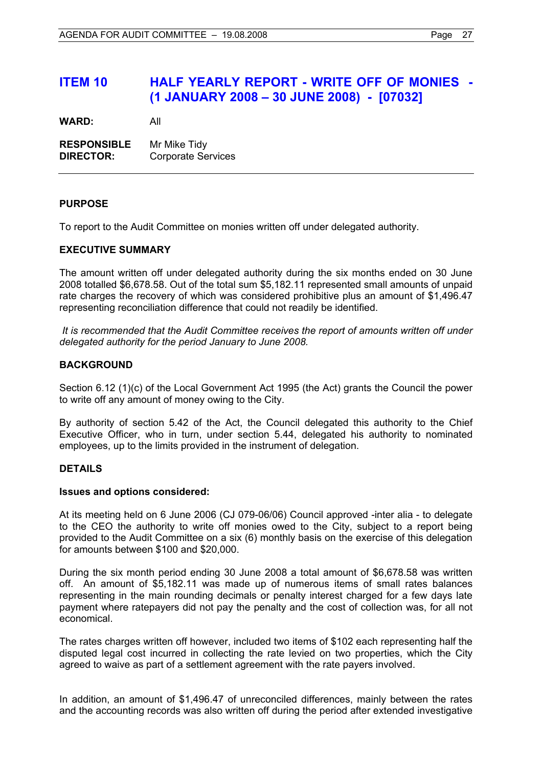# ITEM 10 HALF YEARLY REPORT - WRITE OFF OF MONIES - (1 JANUARY 2008 – 30 JUNE 2008) - [07032]

**WARD:** All

**RESPONSIBLE DIRECTOR:** Mr Mike Tidy, Corporate Services

---

### PURPOSE

To report to the Audit Committee on monies written off under delegated authority.

### EXECUTIVE SUMMARY

The amount written off under delegated authority during the six months ended on 30 June 2008 totalled $6,678.58. Out of the total sum $5,182.11 represented small amounts of unpaid rate charges the recovery of which was considered prohibitive plus an amount of $1,496.47 representing reconciliation difference that could not readily be identified.

*It is recommended that the Audit Committee receives the report of amounts written off under delegated authority for the period January to June 2008.*

### BACKGROUND

Section 6.12 (1)(c) of the Local Government Act 1995 (the Act) grants the Council the power to write off any amount of money owing to the City.

By authority of section 5.42 of the Act, the Council delegated this authority to the Chief Executive Officer, who in turn, under section 5.44, delegated his authority to nominated employees, up to the limits provided in the instrument of delegation.

### DETAILS

**Issues and options considered:**

At its meeting held on 6 June 2006 (CJ 079-06/06) Council approved -inter alia - to delegate to the CEO the authority to write off monies owed to the City, subject to a report being provided to the Audit Committee on a six (6) monthly basis on the exercise of this delegation for amounts between $100 and $20,000.

During the six month period ending 30 June 2008 a total amount of $6,678.58 was written off. An amount of $5,182.11 was made up of numerous items of small rates balances representing in the main rounding decimals or penalty interest charged for a few days late payment where ratepayers did not pay the penalty and the cost of collection was, for all not economical.

The rates charges written off however, included two items of $102 each representing half the disputed legal cost incurred in collecting the rate levied on two properties, which the City agreed to waive as part of a settlement agreement with the rate payers involved.

In addition, an amount of $1,496.47 of unreconciled differences, mainly between the rates and the accounting records was also written off during the period after extended investigative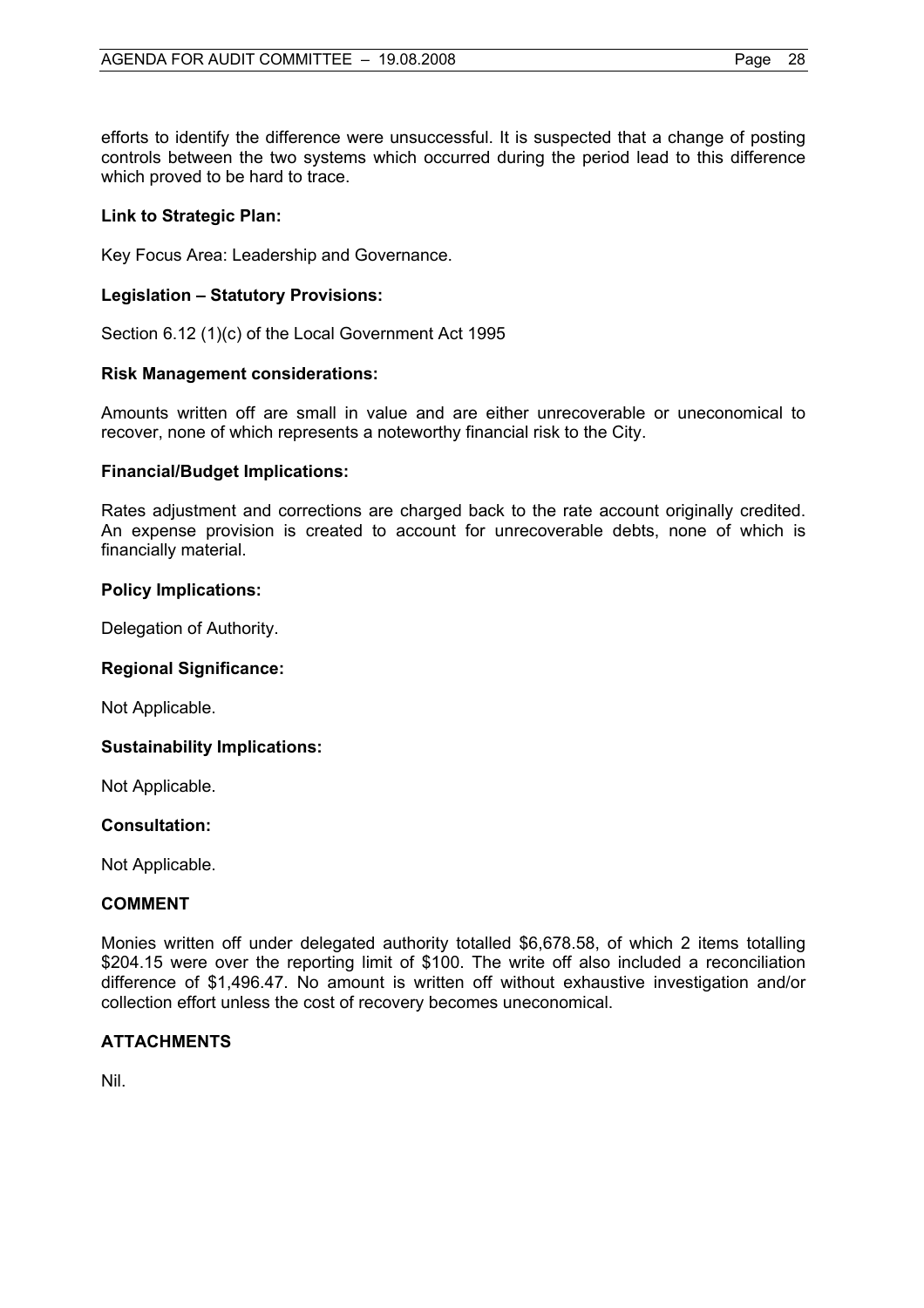efforts to identify the difference were unsuccessful. It is suspected that a change of posting controls between the two systems which occurred during the period lead to this difference which proved to be hard to trace.

**Link to Strategic Plan:**

Key Focus Area: Leadership and Governance.

**Legislation – Statutory Provisions:**

Section 6.12 (1)(c) of the Local Government Act 1995

**Risk Management considerations:**

Amounts written off are small in value and are either unrecoverable or uneconomical to recover, none of which represents a noteworthy financial risk to the City.

**Financial/Budget Implications:**

Rates adjustment and corrections are charged back to the rate account originally credited. An expense provision is created to account for unrecoverable debts, none of which is financially material.

**Policy Implications:**

Delegation of Authority.

**Regional Significance:**

Not Applicable.

**Sustainability Implications:**

Not Applicable.

**Consultation:**

Not Applicable.

**COMMENT**

Monies written off under delegated authority totalled $6,678.58, of which 2 items totalling $204.15 were over the reporting limit of $100. The write off also included a reconciliation difference of $1,496.47. No amount is written off without exhaustive investigation and/or collection effort unless the cost of recovery becomes uneconomical.

**ATTACHMENTS**

Nil.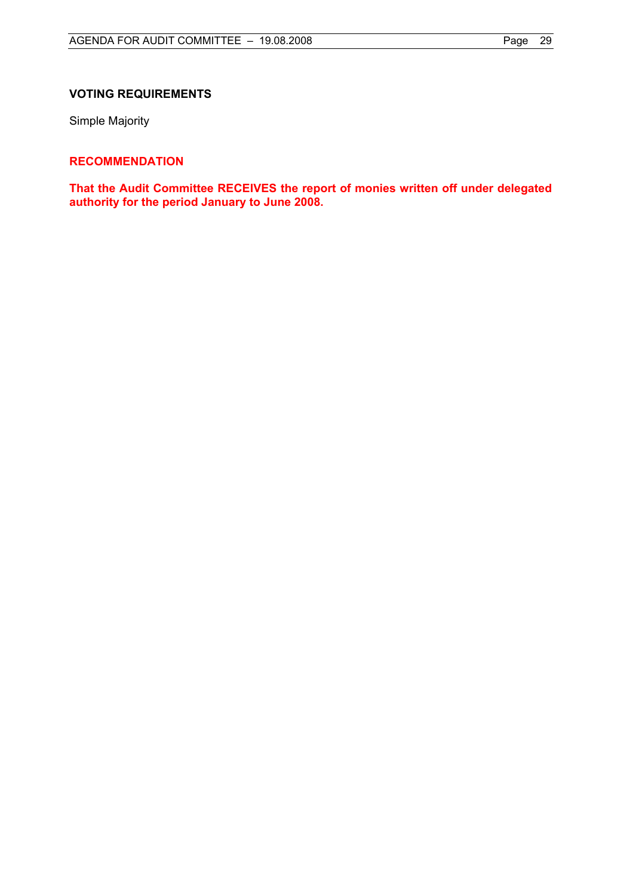**VOTING REQUIREMENTS**

Simple Majority

**RECOMMENDATION**

**That the Audit Committee RECEIVES the report of monies written off under delegated authority for the period January to June 2008.**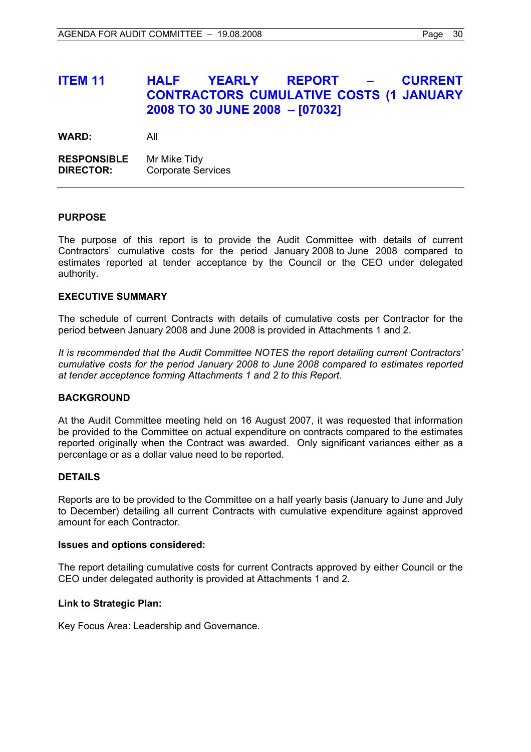# ITEM 11 HALF YEARLY REPORT – CURRENT CONTRACTORS CUMULATIVE COSTS (1 JANUARY 2008 TO 30 JUNE 2008 – [07032]

**WARD:** All

**RESPONSIBLE DIRECTOR:** Mr Mike Tidy
Corporate Services

---

## PURPOSE

The purpose of this report is to provide the Audit Committee with details of current Contractors' cumulative costs for the period January 2008 to June 2008 compared to estimates reported at tender acceptance by the Council or the CEO under delegated authority.

## EXECUTIVE SUMMARY

The schedule of current Contracts with details of cumulative costs per Contractor for the period between January 2008 and June 2008 is provided in Attachments 1 and 2.

*It is recommended that the Audit Committee NOTES the report detailing current Contractors' cumulative costs for the period January 2008 to June 2008 compared to estimates reported at tender acceptance forming Attachments 1 and 2 to this Report.*

## BACKGROUND

At the Audit Committee meeting held on 16 August 2007, it was requested that information be provided to the Committee on actual expenditure on contracts compared to the estimates reported originally when the Contract was awarded. Only significant variances either as a percentage or as a dollar value need to be reported.

## DETAILS

Reports are to be provided to the Committee on a half yearly basis (January to June and July to December) detailing all current Contracts with cumulative expenditure against approved amount for each Contractor.

### Issues and options considered:

The report detailing cumulative costs for current Contracts approved by either Council or the CEO under delegated authority is provided at Attachments 1 and 2.

### Link to Strategic Plan:

Key Focus Area: Leadership and Governance.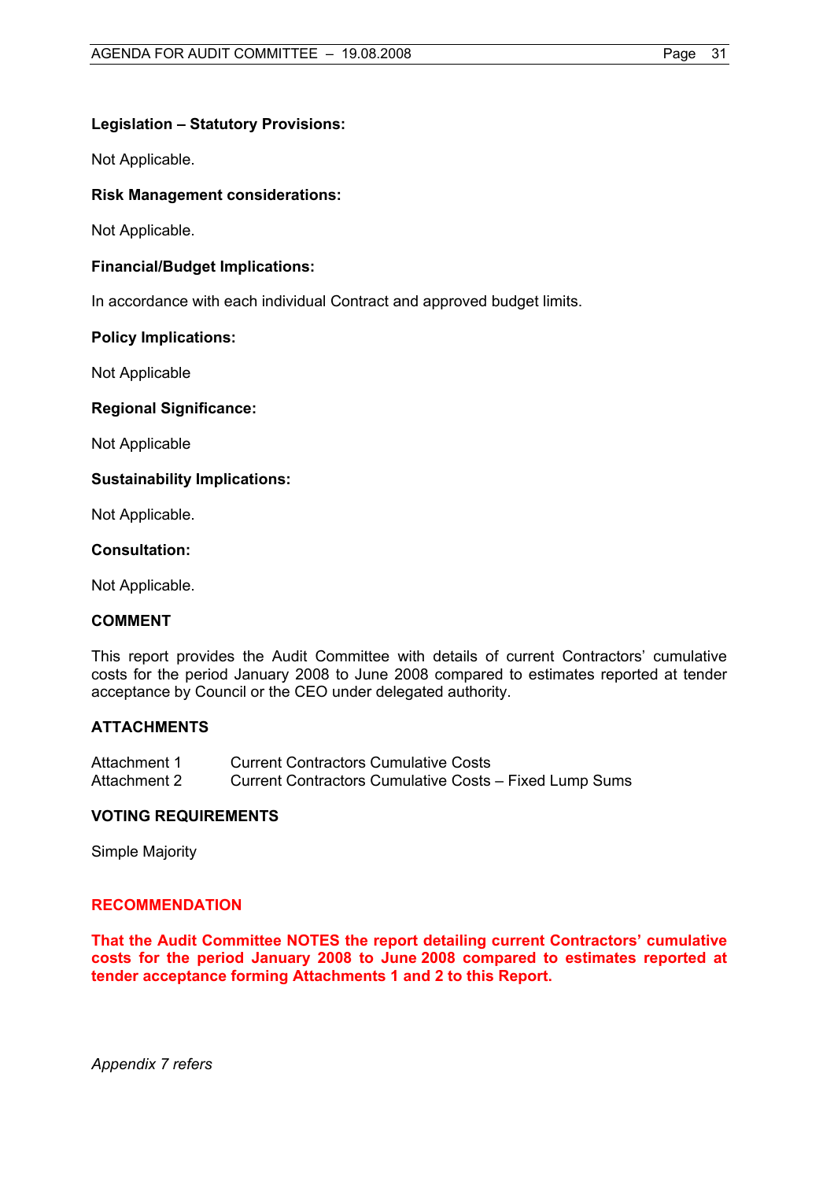**Legislation – Statutory Provisions:**

Not Applicable.

**Risk Management considerations:**

Not Applicable.

**Financial/Budget Implications:**

In accordance with each individual Contract and approved budget limits.

**Policy Implications:**

Not Applicable

**Regional Significance:**

Not Applicable

**Sustainability Implications:**

Not Applicable.

**Consultation:**

Not Applicable.

## COMMENT

This report provides the Audit Committee with details of current Contractors' cumulative costs for the period January 2008 to June 2008 compared to estimates reported at tender acceptance by Council or the CEO under delegated authority.

## ATTACHMENTS

| | |
|---|---|
| Attachment 1 | Current Contractors Cumulative Costs |
| Attachment 2 | Current Contractors Cumulative Costs – Fixed Lump Sums |

## VOTING REQUIREMENTS

Simple Majority

## RECOMMENDATION

**That the Audit Committee NOTES the report detailing current Contractors' cumulative costs for the period January 2008 to June 2008 compared to estimates reported at tender acceptance forming Attachments 1 and 2 to this Report.**

*Appendix 7 refers*